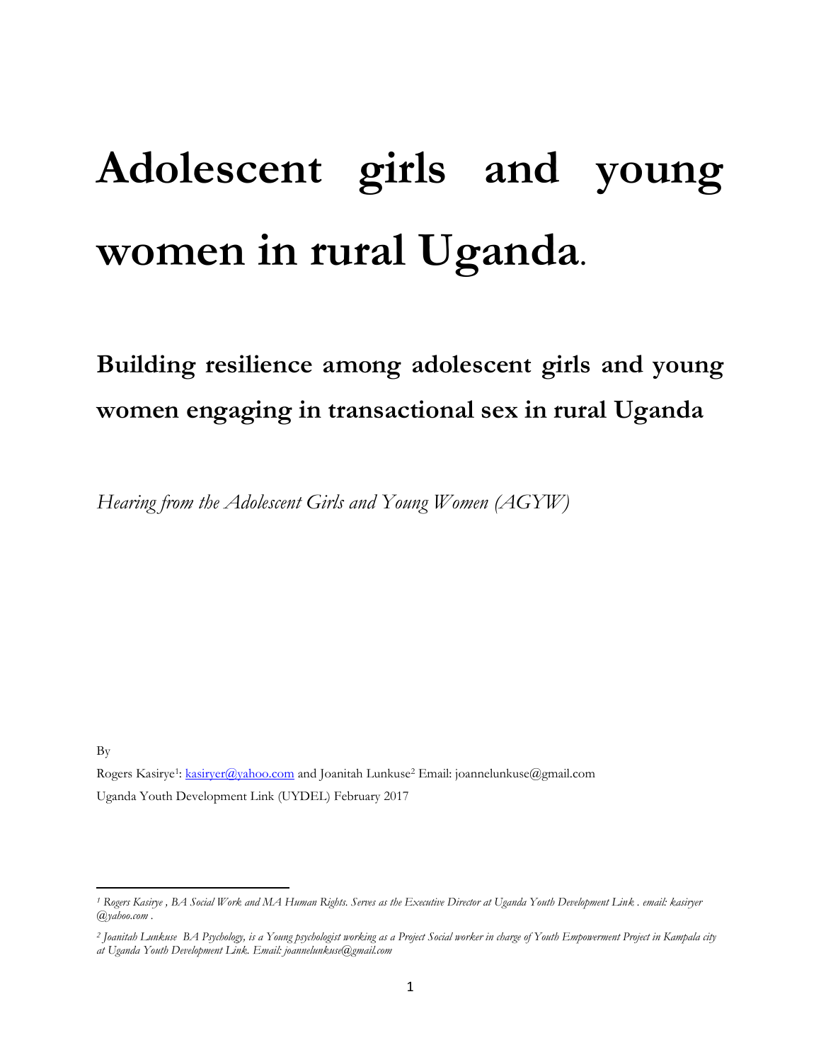# Adolescent girls and young women in rural Uganda.

## Building resilience among adolescent girls and young women engaging in transactional sex in rural Uganda

*Hearing from the Adolescent Girls and Young Women (AGYW)*

By

Rogers Kasirye[1]: kasiryer@yahoo.com and Joanitah Lunkuse[2] Email: joannelunkuse@gmail.com

Uganda Youth Development Link (UYDEL) February 2017

---

[1] *Rogers Kasirye , BA Social Work and MA Human Rights. Serves as the Executive Director at Uganda Youth Development Link . email: kasiryer @yahoo.com .*

[2] *Joanitah Lunkuse BA Psychology, is a Young psychologist working as a Project Social worker in charge of Youth Empowerment Project in Kampala city at Uganda Youth Development Link. Email: joannelunkuse@gmail.com*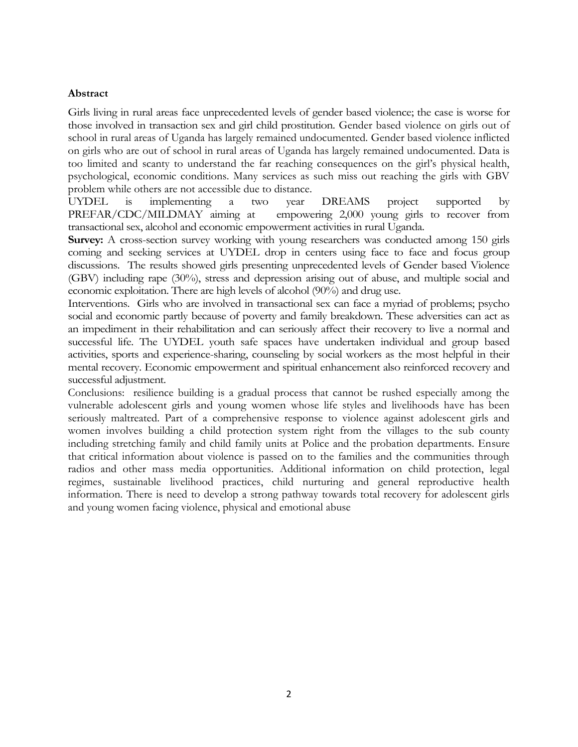**Abstract**

Girls living in rural areas face unprecedented levels of gender based violence; the case is worse for those involved in transaction sex and girl child prostitution. Gender based violence on girls out of school in rural areas of Uganda has largely remained undocumented. Gender based violence inflicted on girls who are out of school in rural areas of Uganda has largely remained undocumented. Data is too limited and scanty to understand the far reaching consequences on the girl's physical health, psychological, economic conditions. Many services as such miss out reaching the girls with GBV problem while others are not accessible due to distance.

UYDEL is implementing a two year DREAMS project supported by PREFAR/CDC/MILDMAY aiming at empowering 2,000 young girls to recover from transactional sex, alcohol and economic empowerment activities in rural Uganda.

**Survey:** A cross-section survey working with young researchers was conducted among 150 girls coming and seeking services at UYDEL drop in centers using face to face and focus group discussions. The results showed girls presenting unprecedented levels of Gender based Violence (GBV) including rape (30%), stress and depression arising out of abuse, and multiple social and economic exploitation. There are high levels of alcohol (90%) and drug use.

Interventions. Girls who are involved in transactional sex can face a myriad of problems; psycho social and economic partly because of poverty and family breakdown. These adversities can act as an impediment in their rehabilitation and can seriously affect their recovery to live a normal and successful life. The UYDEL youth safe spaces have undertaken individual and group based activities, sports and experience-sharing, counseling by social workers as the most helpful in their mental recovery. Economic empowerment and spiritual enhancement also reinforced recovery and successful adjustment.

Conclusions: resilience building is a gradual process that cannot be rushed especially among the vulnerable adolescent girls and young women whose life styles and livelihoods have has been seriously maltreated. Part of a comprehensive response to violence against adolescent girls and women involves building a child protection system right from the villages to the sub county including stretching family and child family units at Police and the probation departments. Ensure that critical information about violence is passed on to the families and the communities through radios and other mass media opportunities. Additional information on child protection, legal regimes, sustainable livelihood practices, child nurturing and general reproductive health information. There is need to develop a strong pathway towards total recovery for adolescent girls and young women facing violence, physical and emotional abuse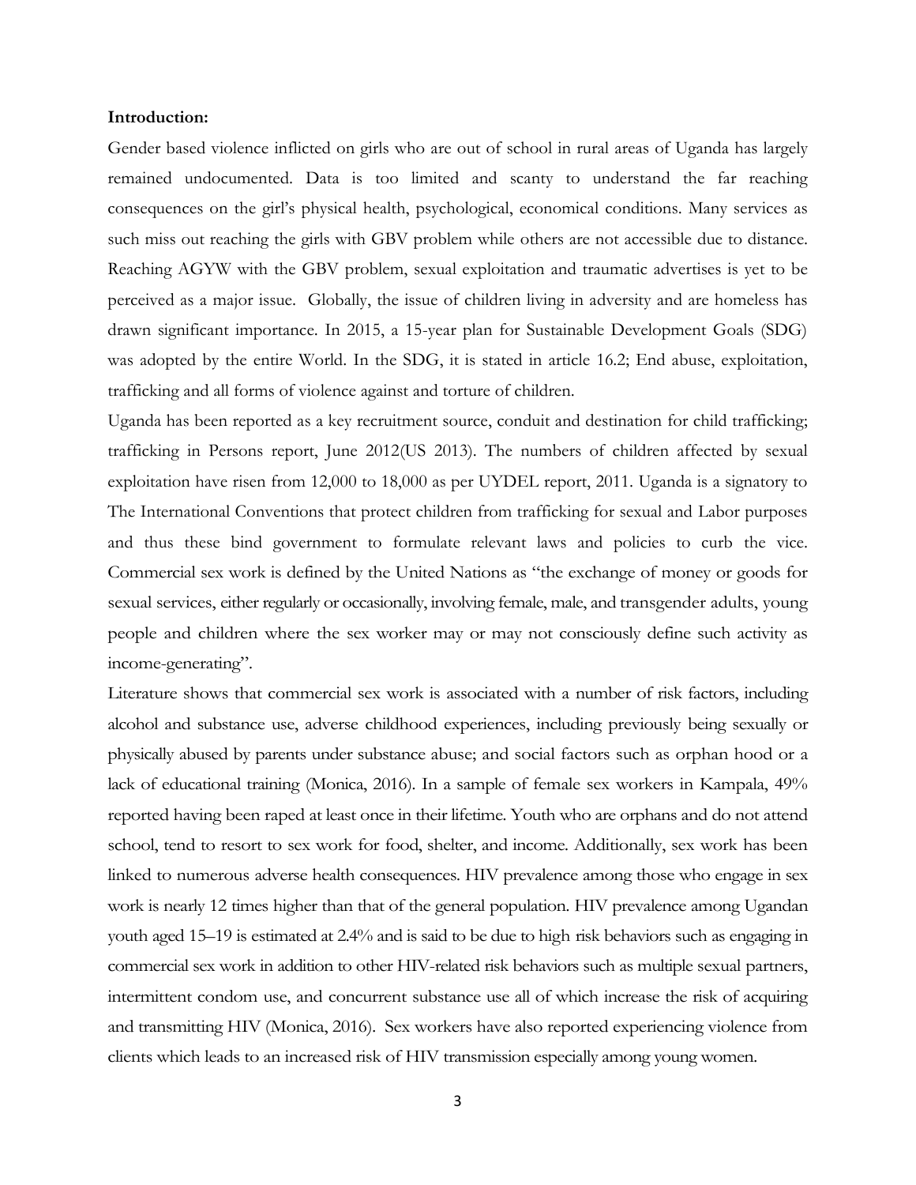**Introduction:**

Gender based violence inflicted on girls who are out of school in rural areas of Uganda has largely remained undocumented. Data is too limited and scanty to understand the far reaching consequences on the girl's physical health, psychological, economical conditions. Many services as such miss out reaching the girls with GBV problem while others are not accessible due to distance. Reaching AGYW with the GBV problem, sexual exploitation and traumatic advertises is yet to be perceived as a major issue. Globally, the issue of children living in adversity and are homeless has drawn significant importance. In 2015, a 15-year plan for Sustainable Development Goals (SDG) was adopted by the entire World. In the SDG, it is stated in article 16.2; End abuse, exploitation, trafficking and all forms of violence against and torture of children.

Uganda has been reported as a key recruitment source, conduit and destination for child trafficking; trafficking in Persons report, June 2012(US 2013). The numbers of children affected by sexual exploitation have risen from 12,000 to 18,000 as per UYDEL report, 2011. Uganda is a signatory to The International Conventions that protect children from trafficking for sexual and Labor purposes and thus these bind government to formulate relevant laws and policies to curb the vice. Commercial sex work is defined by the United Nations as "the exchange of money or goods for sexual services, either regularly or occasionally, involving female, male, and transgender adults, young people and children where the sex worker may or may not consciously define such activity as income-generating".

Literature shows that commercial sex work is associated with a number of risk factors, including alcohol and substance use, adverse childhood experiences, including previously being sexually or physically abused by parents under substance abuse; and social factors such as orphan hood or a lack of educational training (Monica, 2016). In a sample of female sex workers in Kampala, 49% reported having been raped at least once in their lifetime. Youth who are orphans and do not attend school, tend to resort to sex work for food, shelter, and income. Additionally, sex work has been linked to numerous adverse health consequences. HIV prevalence among those who engage in sex work is nearly 12 times higher than that of the general population. HIV prevalence among Ugandan youth aged 15–19 is estimated at 2.4% and is said to be due to high risk behaviors such as engaging in commercial sex work in addition to other HIV-related risk behaviors such as multiple sexual partners, intermittent condom use, and concurrent substance use all of which increase the risk of acquiring and transmitting HIV (Monica, 2016). Sex workers have also reported experiencing violence from clients which leads to an increased risk of HIV transmission especially among young women.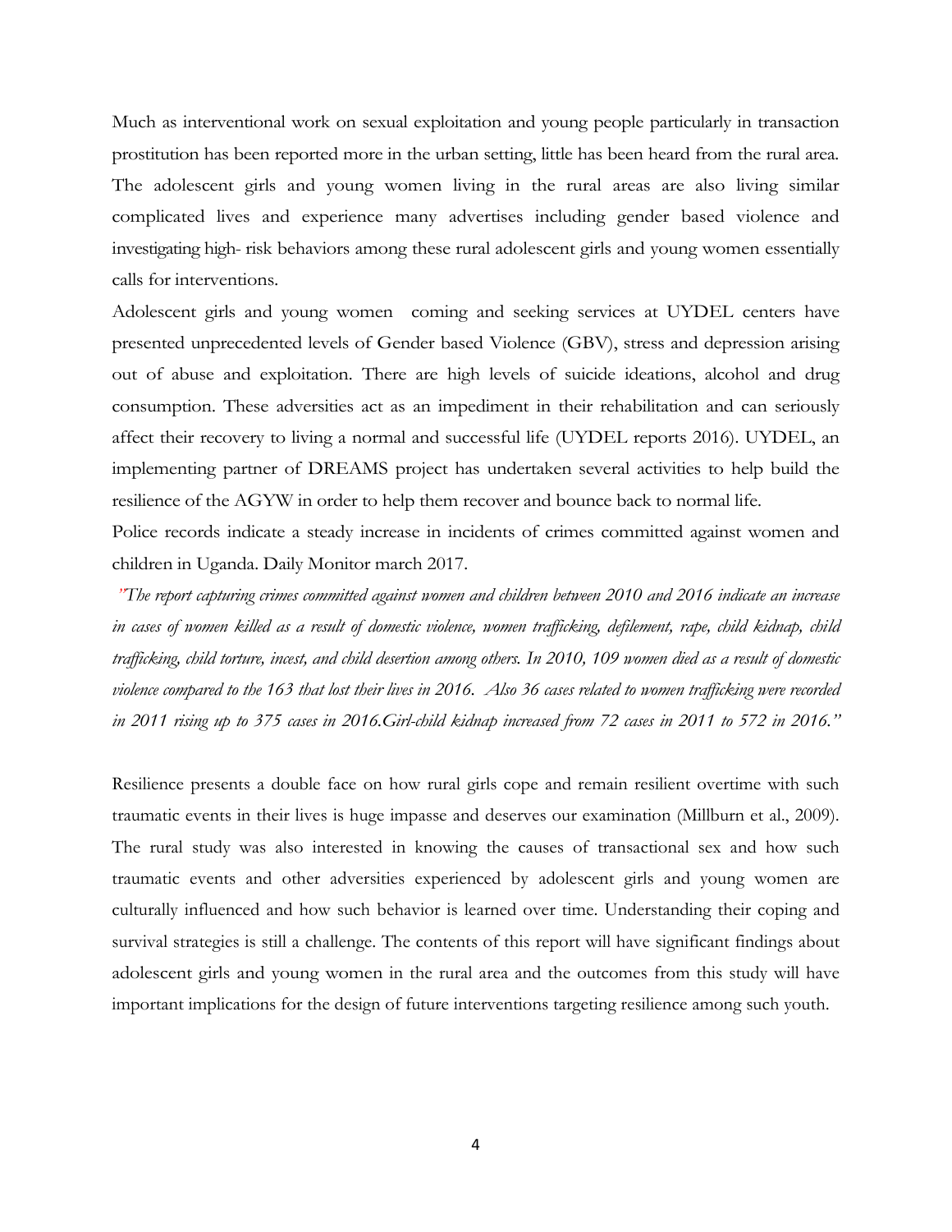Much as interventional work on sexual exploitation and young people particularly in transaction prostitution has been reported more in the urban setting, little has been heard from the rural area. The adolescent girls and young women living in the rural areas are also living similar complicated lives and experience many advertises including gender based violence and investigating high- risk behaviors among these rural adolescent girls and young women essentially calls for interventions.

Adolescent girls and young women coming and seeking services at UYDEL centers have presented unprecedented levels of Gender based Violence (GBV), stress and depression arising out of abuse and exploitation. There are high levels of suicide ideations, alcohol and drug consumption. These adversities act as an impediment in their rehabilitation and can seriously affect their recovery to living a normal and successful life (UYDEL reports 2016). UYDEL, an implementing partner of DREAMS project has undertaken several activities to help build the resilience of the AGYW in order to help them recover and bounce back to normal life.

Police records indicate a steady increase in incidents of crimes committed against women and children in Uganda. Daily Monitor march 2017.

*"The report capturing crimes committed against women and children between 2010 and 2016 indicate an increase in cases of women killed as a result of domestic violence, women trafficking, defilement, rape, child kidnap, child trafficking, child torture, incest, and child desertion among others. In 2010, 109 women died as a result of domestic violence compared to the 163 that lost their lives in 2016. Also 36 cases related to women trafficking were recorded in 2011 rising up to 375 cases in 2016.Girl-child kidnap increased from 72 cases in 2011 to 572 in 2016."*

Resilience presents a double face on how rural girls cope and remain resilient overtime with such traumatic events in their lives is huge impasse and deserves our examination (Millburn et al., 2009). The rural study was also interested in knowing the causes of transactional sex and how such traumatic events and other adversities experienced by adolescent girls and young women are culturally influenced and how such behavior is learned over time. Understanding their coping and survival strategies is still a challenge. The contents of this report will have significant findings about adolescent girls and young women in the rural area and the outcomes from this study will have important implications for the design of future interventions targeting resilience among such youth.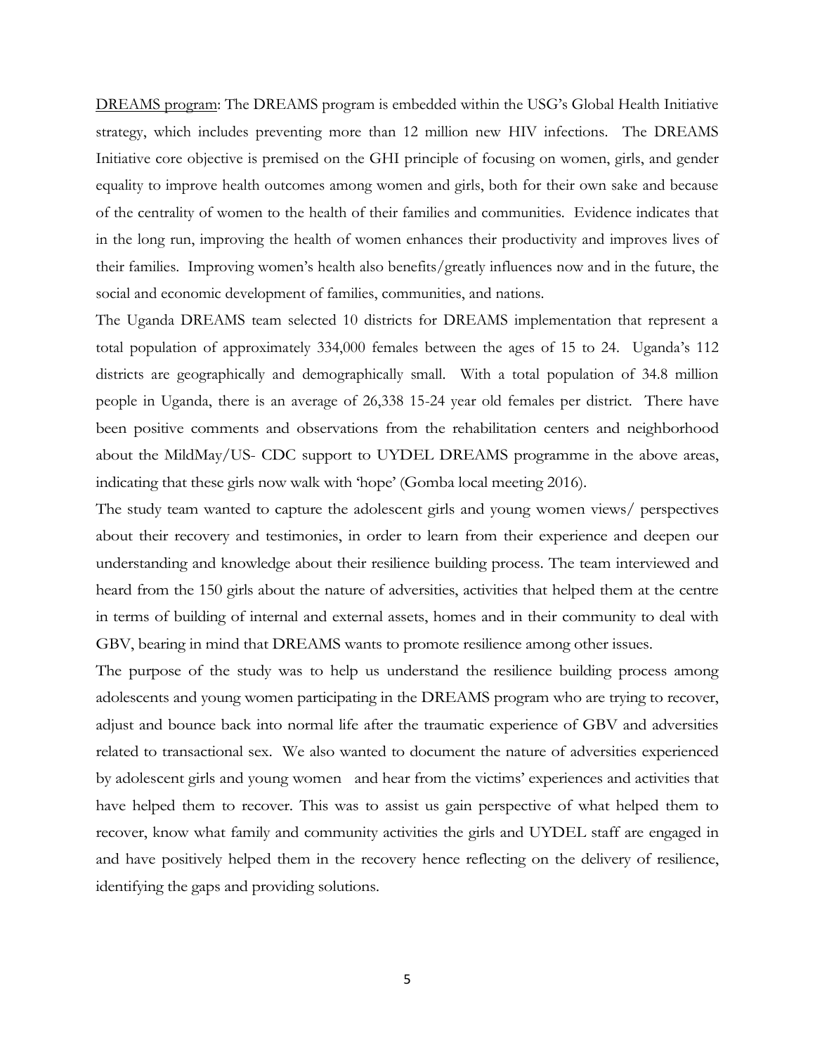<u>DREAMS program</u>: The DREAMS program is embedded within the USG's Global Health Initiative strategy, which includes preventing more than 12 million new HIV infections. The DREAMS Initiative core objective is premised on the GHI principle of focusing on women, girls, and gender equality to improve health outcomes among women and girls, both for their own sake and because of the centrality of women to the health of their families and communities. Evidence indicates that in the long run, improving the health of women enhances their productivity and improves lives of their families. Improving women's health also benefits/greatly influences now and in the future, the social and economic development of families, communities, and nations.

The Uganda DREAMS team selected 10 districts for DREAMS implementation that represent a total population of approximately 334,000 females between the ages of 15 to 24. Uganda's 112 districts are geographically and demographically small. With a total population of 34.8 million people in Uganda, there is an average of 26,338 15-24 year old females per district. There have been positive comments and observations from the rehabilitation centers and neighborhood about the MildMay/US- CDC support to UYDEL DREAMS programme in the above areas, indicating that these girls now walk with 'hope' (Gomba local meeting 2016).

The study team wanted to capture the adolescent girls and young women views/ perspectives about their recovery and testimonies, in order to learn from their experience and deepen our understanding and knowledge about their resilience building process. The team interviewed and heard from the 150 girls about the nature of adversities, activities that helped them at the centre in terms of building of internal and external assets, homes and in their community to deal with GBV, bearing in mind that DREAMS wants to promote resilience among other issues.

The purpose of the study was to help us understand the resilience building process among adolescents and young women participating in the DREAMS program who are trying to recover, adjust and bounce back into normal life after the traumatic experience of GBV and adversities related to transactional sex. We also wanted to document the nature of adversities experienced by adolescent girls and young women and hear from the victims' experiences and activities that have helped them to recover. This was to assist us gain perspective of what helped them to recover, know what family and community activities the girls and UYDEL staff are engaged in and have positively helped them in the recovery hence reflecting on the delivery of resilience, identifying the gaps and providing solutions.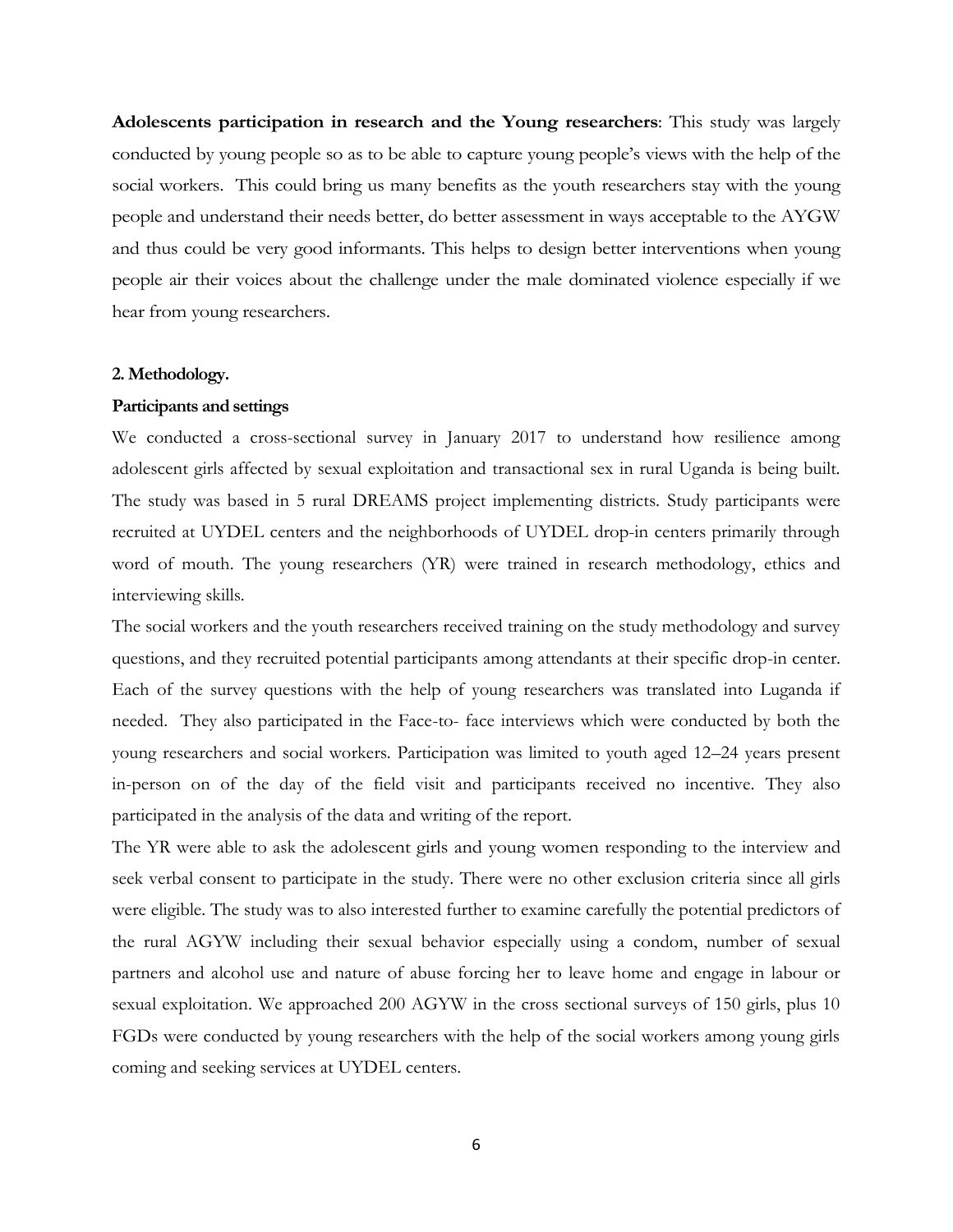**Adolescents participation in research and the Young researchers**: This study was largely conducted by young people so as to be able to capture young people's views with the help of the social workers. This could bring us many benefits as the youth researchers stay with the young people and understand their needs better, do better assessment in ways acceptable to the AYGW and thus could be very good informants. This helps to design better interventions when young people air their voices about the challenge under the male dominated violence especially if we hear from young researchers.

## 2. Methodology.

### Participants and settings

We conducted a cross-sectional survey in January 2017 to understand how resilience among adolescent girls affected by sexual exploitation and transactional sex in rural Uganda is being built. The study was based in 5 rural DREAMS project implementing districts. Study participants were recruited at UYDEL centers and the neighborhoods of UYDEL drop-in centers primarily through word of mouth. The young researchers (YR) were trained in research methodology, ethics and interviewing skills.

The social workers and the youth researchers received training on the study methodology and survey questions, and they recruited potential participants among attendants at their specific drop-in center. Each of the survey questions with the help of young researchers was translated into Luganda if needed. They also participated in the Face-to- face interviews which were conducted by both the young researchers and social workers. Participation was limited to youth aged 12–24 years present in-person on of the day of the field visit and participants received no incentive. They also participated in the analysis of the data and writing of the report.

The YR were able to ask the adolescent girls and young women responding to the interview and seek verbal consent to participate in the study. There were no other exclusion criteria since all girls were eligible. The study was to also interested further to examine carefully the potential predictors of the rural AGYW including their sexual behavior especially using a condom, number of sexual partners and alcohol use and nature of abuse forcing her to leave home and engage in labour or sexual exploitation. We approached 200 AGYW in the cross sectional surveys of 150 girls, plus 10 FGDs were conducted by young researchers with the help of the social workers among young girls coming and seeking services at UYDEL centers.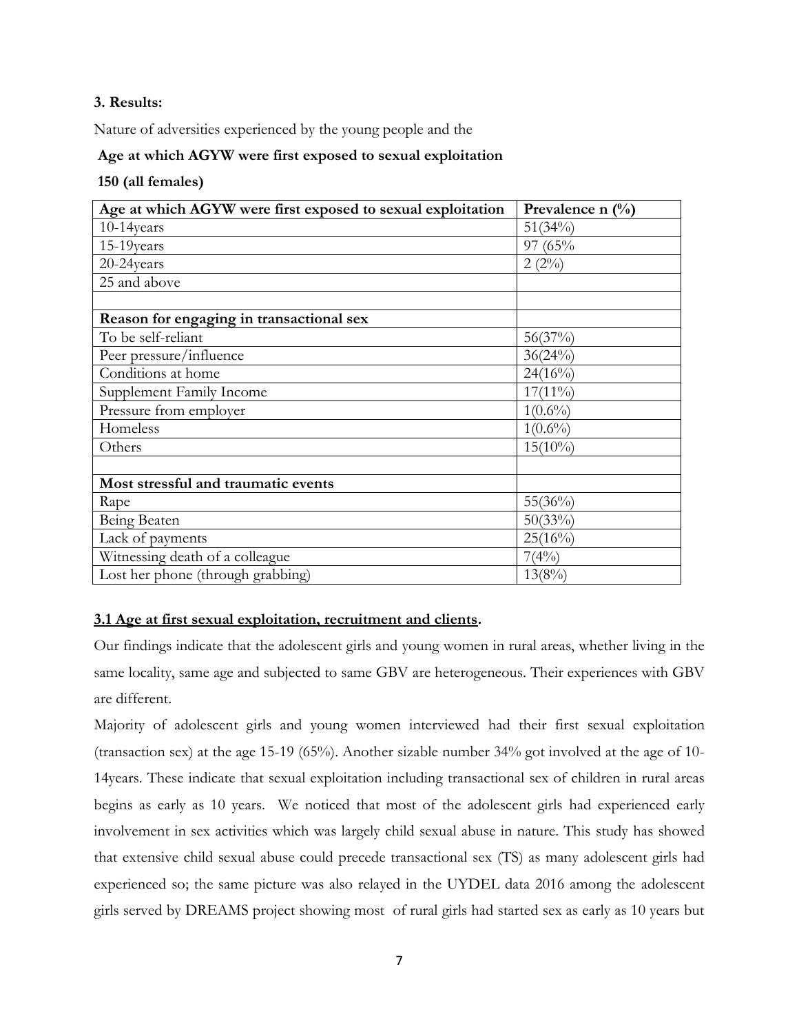**3. Results:**

Nature of adversities experienced by the young people and the

**Age at which AGYW were first exposed to sexual exploitation**

**150 (all females)**

| **Age at which AGYW were first exposed to sexual exploitation** | **Prevalence n (%)** |
|---|---|
| 10-14years | 51(34%) |
| 15-19years | 97 (65% |
| 20-24years | 2 (2%) |
| 25 and above | |
| | |
| **Reason for engaging in transactional sex** | |
| To be self-reliant | 56(37%) |
| Peer pressure/influence | 36(24%) |
| Conditions at home | 24(16%) |
| Supplement Family Income | 17(11%) |
| Pressure from employer | 1(0.6%) |
| Homeless | 1(0.6%) |
| Others | 15(10%) |
| | |
| **Most stressful and traumatic events** | |
| Rape | 55(36%) |
| Being Beaten | 50(33%) |
| Lack of payments | 25(16%) |
| Witnessing death of a colleague | 7(4%) |
| Lost her phone (through grabbing) | 13(8%) |

### 3.1 Age at first sexual exploitation, recruitment and clients.

Our findings indicate that the adolescent girls and young women in rural areas, whether living in the same locality, same age and subjected to same GBV are heterogeneous. Their experiences with GBV are different.

Majority of adolescent girls and young women interviewed had their first sexual exploitation (transaction sex) at the age 15-19 (65%). Another sizable number 34% got involved at the age of 10-14years. These indicate that sexual exploitation including transactional sex of children in rural areas begins as early as 10 years. We noticed that most of the adolescent girls had experienced early involvement in sex activities which was largely child sexual abuse in nature. This study has showed that extensive child sexual abuse could precede transactional sex (TS) as many adolescent girls had experienced so; the same picture was also relayed in the UYDEL data 2016 among the adolescent girls served by DREAMS project showing most of rural girls had started sex as early as 10 years but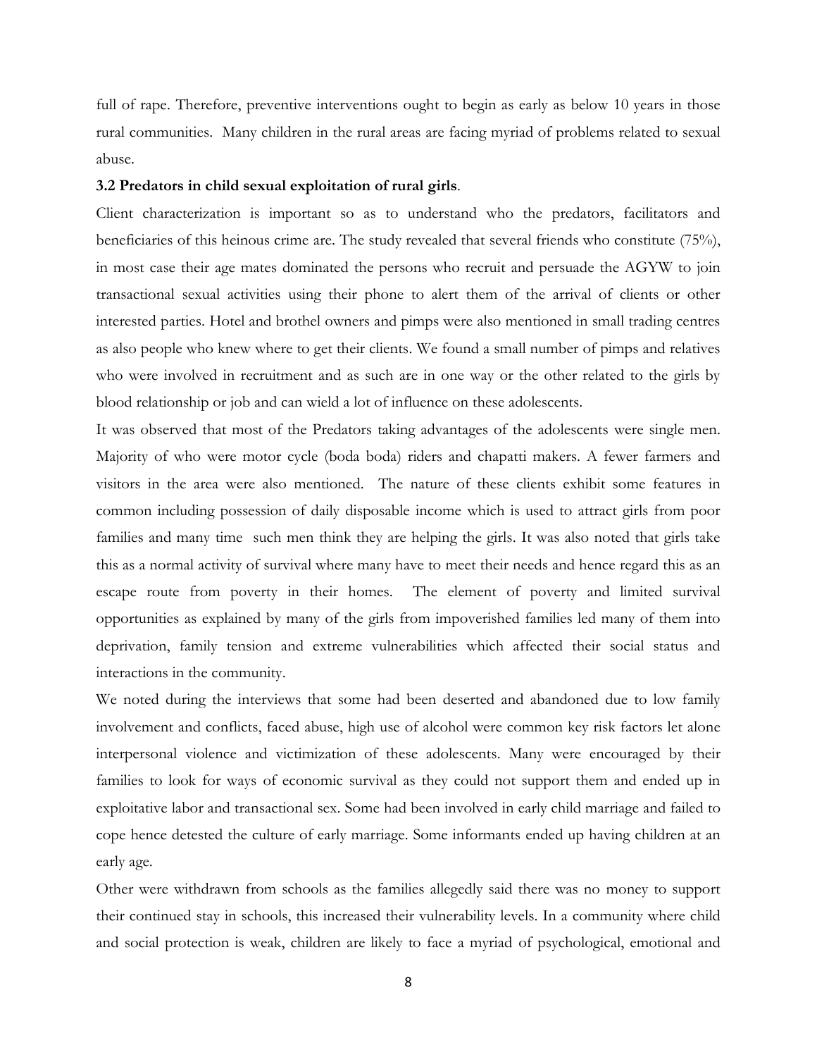full of rape. Therefore, preventive interventions ought to begin as early as below 10 years in those rural communities. Many children in the rural areas are facing myriad of problems related to sexual abuse.

**3.2 Predators in child sexual exploitation of rural girls**.

Client characterization is important so as to understand who the predators, facilitators and beneficiaries of this heinous crime are. The study revealed that several friends who constitute (75%), in most case their age mates dominated the persons who recruit and persuade the AGYW to join transactional sexual activities using their phone to alert them of the arrival of clients or other interested parties. Hotel and brothel owners and pimps were also mentioned in small trading centres as also people who knew where to get their clients. We found a small number of pimps and relatives who were involved in recruitment and as such are in one way or the other related to the girls by blood relationship or job and can wield a lot of influence on these adolescents.

It was observed that most of the Predators taking advantages of the adolescents were single men. Majority of who were motor cycle (boda boda) riders and chapatti makers. A fewer farmers and visitors in the area were also mentioned. The nature of these clients exhibit some features in common including possession of daily disposable income which is used to attract girls from poor families and many time such men think they are helping the girls. It was also noted that girls take this as a normal activity of survival where many have to meet their needs and hence regard this as an escape route from poverty in their homes. The element of poverty and limited survival opportunities as explained by many of the girls from impoverished families led many of them into deprivation, family tension and extreme vulnerabilities which affected their social status and interactions in the community.

We noted during the interviews that some had been deserted and abandoned due to low family involvement and conflicts, faced abuse, high use of alcohol were common key risk factors let alone interpersonal violence and victimization of these adolescents. Many were encouraged by their families to look for ways of economic survival as they could not support them and ended up in exploitative labor and transactional sex. Some had been involved in early child marriage and failed to cope hence detested the culture of early marriage. Some informants ended up having children at an early age.

Other were withdrawn from schools as the families allegedly said there was no money to support their continued stay in schools, this increased their vulnerability levels. In a community where child and social protection is weak, children are likely to face a myriad of psychological, emotional and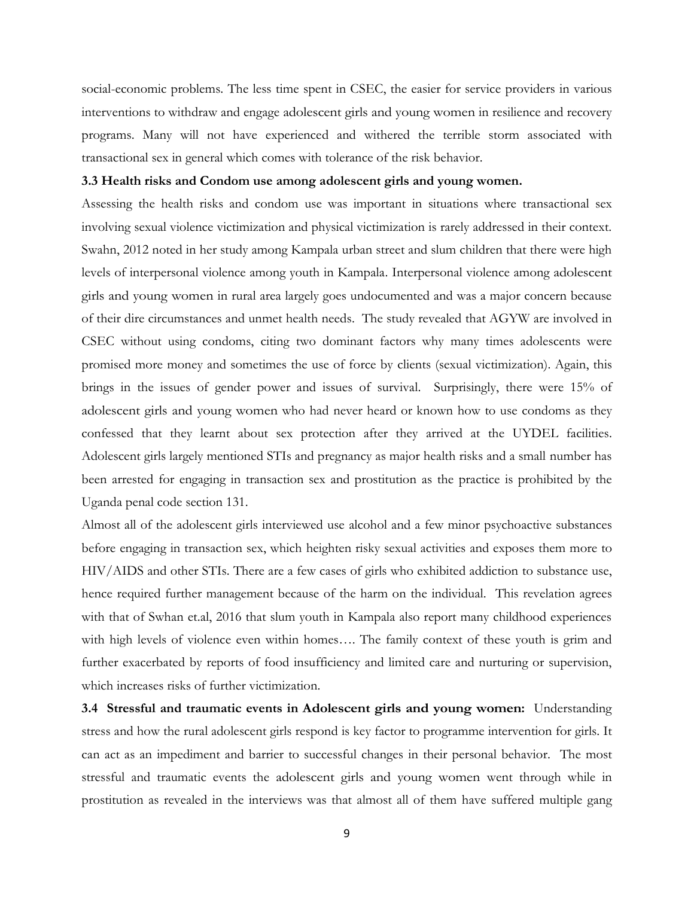social-economic problems. The less time spent in CSEC, the easier for service providers in various interventions to withdraw and engage adolescent girls and young women in resilience and recovery programs. Many will not have experienced and withered the terrible storm associated with transactional sex in general which comes with tolerance of the risk behavior.

**3.3 Health risks and Condom use among adolescent girls and young women.**

Assessing the health risks and condom use was important in situations where transactional sex involving sexual violence victimization and physical victimization is rarely addressed in their context. Swahn, 2012 noted in her study among Kampala urban street and slum children that there were high levels of interpersonal violence among youth in Kampala. Interpersonal violence among adolescent girls and young women in rural area largely goes undocumented and was a major concern because of their dire circumstances and unmet health needs. The study revealed that AGYW are involved in CSEC without using condoms, citing two dominant factors why many times adolescents were promised more money and sometimes the use of force by clients (sexual victimization). Again, this brings in the issues of gender power and issues of survival. Surprisingly, there were 15% of adolescent girls and young women who had never heard or known how to use condoms as they confessed that they learnt about sex protection after they arrived at the UYDEL facilities. Adolescent girls largely mentioned STIs and pregnancy as major health risks and a small number has been arrested for engaging in transaction sex and prostitution as the practice is prohibited by the Uganda penal code section 131.

Almost all of the adolescent girls interviewed use alcohol and a few minor psychoactive substances before engaging in transaction sex, which heighten risky sexual activities and exposes them more to HIV/AIDS and other STIs. There are a few cases of girls who exhibited addiction to substance use, hence required further management because of the harm on the individual. This revelation agrees with that of Swhan et.al, 2016 that slum youth in Kampala also report many childhood experiences with high levels of violence even within homes…. The family context of these youth is grim and further exacerbated by reports of food insufficiency and limited care and nurturing or supervision, which increases risks of further victimization.

**3.4 Stressful and traumatic events in Adolescent girls and young women:** Understanding stress and how the rural adolescent girls respond is key factor to programme intervention for girls. It can act as an impediment and barrier to successful changes in their personal behavior. The most stressful and traumatic events the adolescent girls and young women went through while in prostitution as revealed in the interviews was that almost all of them have suffered multiple gang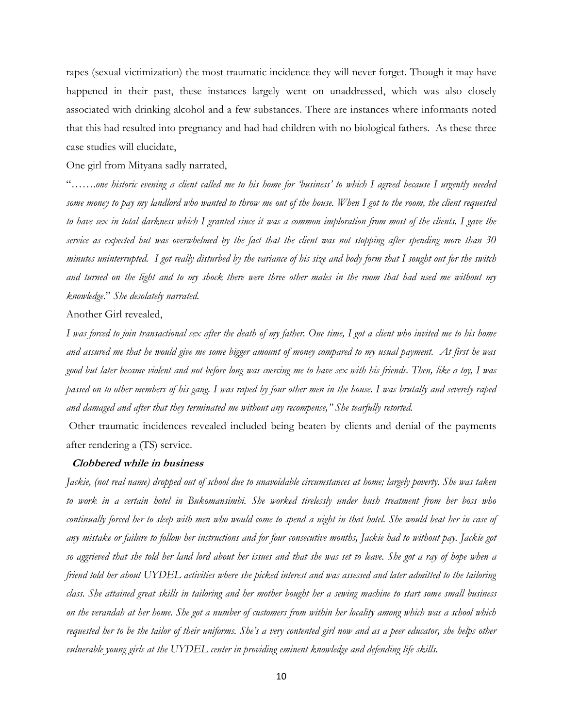rapes (sexual victimization) the most traumatic incidence they will never forget. Though it may have happened in their past, these instances largely went on unaddressed, which was also closely associated with drinking alcohol and a few substances. There are instances where informants noted that this had resulted into pregnancy and had had children with no biological fathers. As these three case studies will elucidate,

One girl from Mityana sadly narrated,

"…….*one historic evening a client called me to his home for 'business' to which I agreed because I urgently needed some money to pay my landlord who wanted to throw me out of the house. When I got to the room, the client requested to have sex in total darkness which I granted since it was a common imploration from most of the clients. I gave the service as expected but was overwhelmed by the fact that the client was not stopping after spending more than 30 minutes uninterrupted. I got really disturbed by the variance of his size and body form that I sought out for the switch and turned on the light and to my shock there were three other males in the room that had used me without my knowledge.*" *She desolately narrated.*

Another Girl revealed,

*I was forced to join transactional sex after the death of my father. One time, I got a client who invited me to his home and assured me that he would give me some bigger amount of money compared to my usual payment. At first he was good but later became violent and not before long was coercing me to have sex with his friends. Then, like a toy, I was passed on to other members of his gang. I was raped by four other men in the house. I was brutally and severely raped and damaged and after that they terminated me without any recompense," She tearfully retorted.*

Other traumatic incidences revealed included being beaten by clients and denial of the payments after rendering a (TS) service.

***Clobbered while in business***

*Jackie, (not real name) dropped out of school due to unavoidable circumstances at home; largely poverty. She was taken to work in a certain hotel in Bukomansimbi. She worked tirelessly under hush treatment from her boss who continually forced her to sleep with men who would come to spend a night in that hotel. She would beat her in case of any mistake or failure to follow her instructions and for four consecutive months, Jackie had to without pay. Jackie got so aggrieved that she told her land lord about her issues and that she was set to leave. She got a ray of hope when a friend told her about UYDEL activities where she picked interest and was assessed and later admitted to the tailoring class. She attained great skills in tailoring and her mother bought her a sewing machine to start some small business on the verandah at her home. She got a number of customers from within her locality among which was a school which requested her to be the tailor of their uniforms. She's a very contented girl now and as a peer educator, she helps other vulnerable young girls at the UYDEL center in providing eminent knowledge and defending life skills.*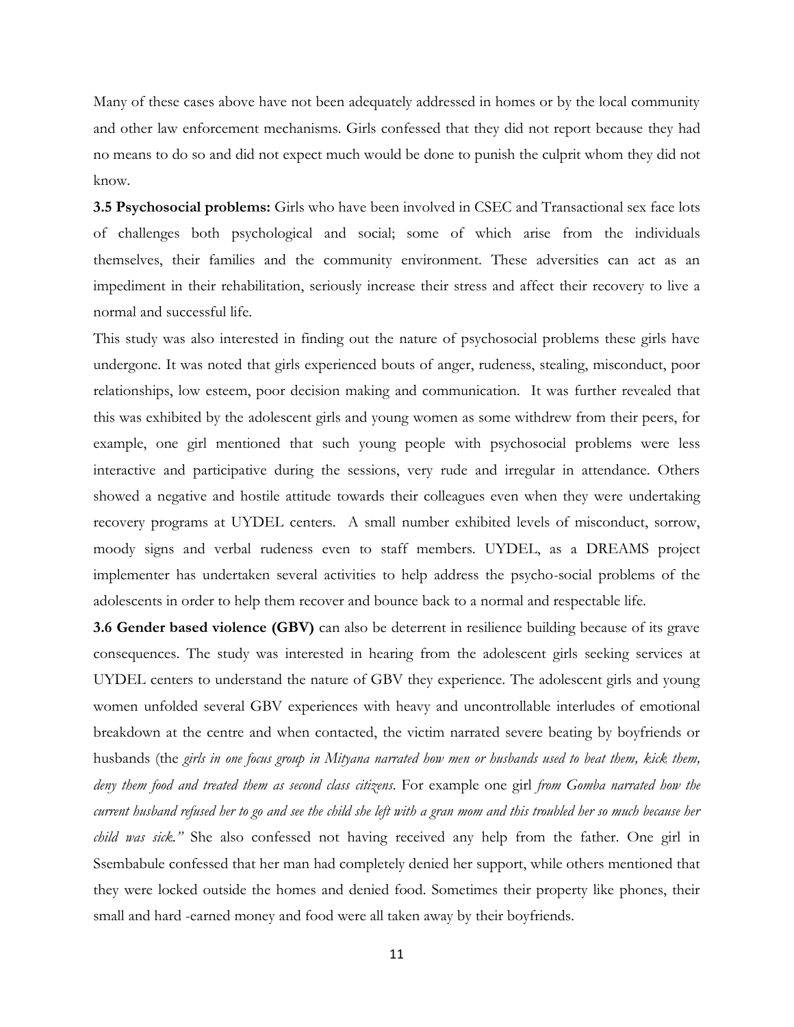Many of these cases above have not been adequately addressed in homes or by the local community and other law enforcement mechanisms. Girls confessed that they did not report because they had no means to do so and did not expect much would be done to punish the culprit whom they did not know.

**3.5 Psychosocial problems:** Girls who have been involved in CSEC and Transactional sex face lots of challenges both psychological and social; some of which arise from the individuals themselves, their families and the community environment. These adversities can act as an impediment in their rehabilitation, seriously increase their stress and affect their recovery to live a normal and successful life.

This study was also interested in finding out the nature of psychosocial problems these girls have undergone. It was noted that girls experienced bouts of anger, rudeness, stealing, misconduct, poor relationships, low esteem, poor decision making and communication. It was further revealed that this was exhibited by the adolescent girls and young women as some withdrew from their peers, for example, one girl mentioned that such young people with psychosocial problems were less interactive and participative during the sessions, very rude and irregular in attendance. Others showed a negative and hostile attitude towards their colleagues even when they were undertaking recovery programs at UYDEL centers. A small number exhibited levels of misconduct, sorrow, moody signs and verbal rudeness even to staff members. UYDEL, as a DREAMS project implementer has undertaken several activities to help address the psycho-social problems of the adolescents in order to help them recover and bounce back to a normal and respectable life.

**3.6 Gender based violence (GBV)** can also be deterrent in resilience building because of its grave consequences. The study was interested in hearing from the adolescent girls seeking services at UYDEL centers to understand the nature of GBV they experience. The adolescent girls and young women unfolded several GBV experiences with heavy and uncontrollable interludes of emotional breakdown at the centre and when contacted, the victim narrated severe beating by boyfriends or husbands (the *girls in one focus group in Mityana narrated how men or husbands used to beat them, kick them, deny them food and treated them as second class citizens*. For example one girl *from Gomba narrated how the current husband refused her to go and see the child she left with a gran mom and this troubled her so much because her child was sick."* She also confessed not having received any help from the father. One girl in Ssembabule confessed that her man had completely denied her support, while others mentioned that they were locked outside the homes and denied food. Sometimes their property like phones, their small and hard -earned money and food were all taken away by their boyfriends.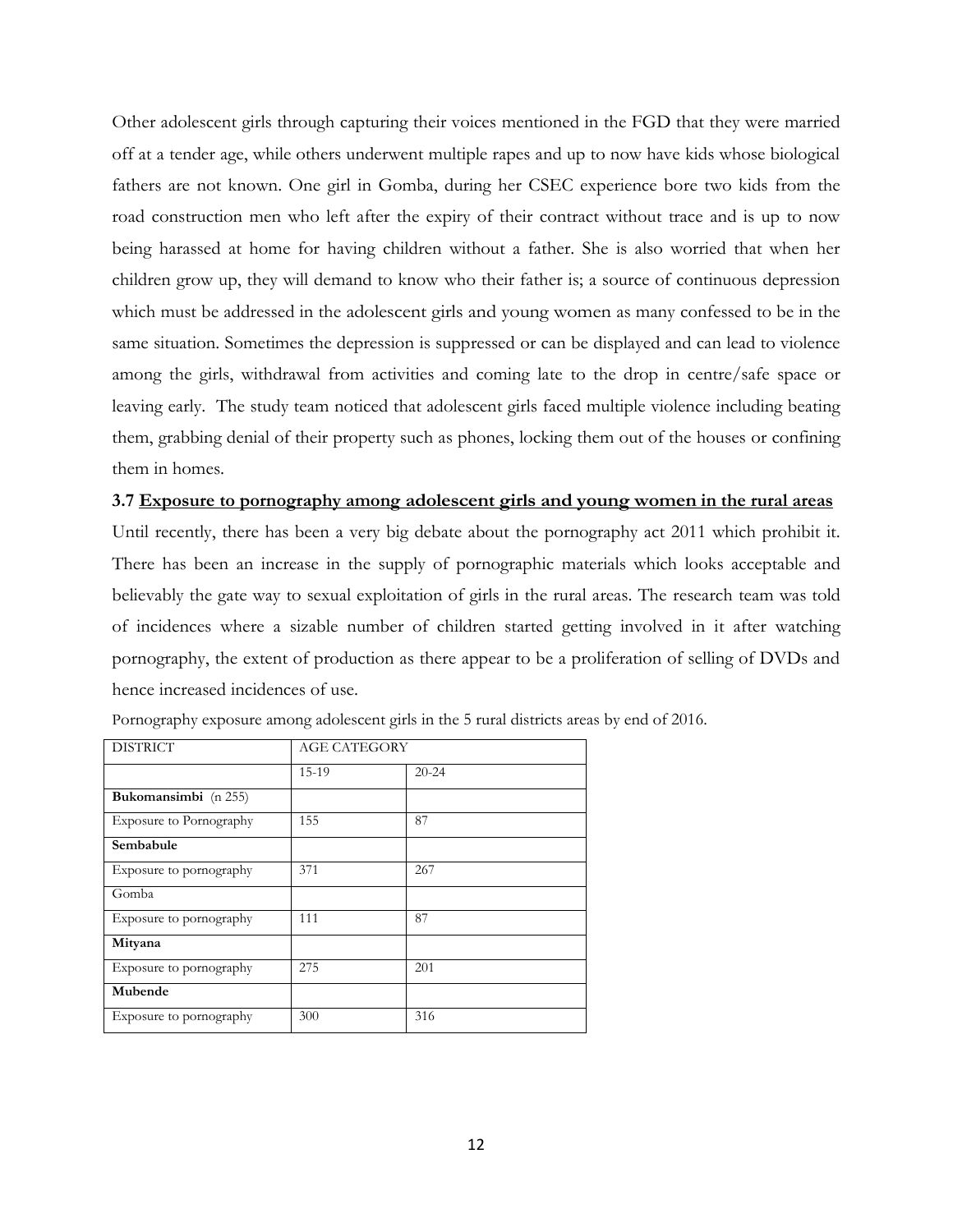Other adolescent girls through capturing their voices mentioned in the FGD that they were married off at a tender age, while others underwent multiple rapes and up to now have kids whose biological fathers are not known. One girl in Gomba, during her CSEC experience bore two kids from the road construction men who left after the expiry of their contract without trace and is up to now being harassed at home for having children without a father. She is also worried that when her children grow up, they will demand to know who their father is; a source of continuous depression which must be addressed in the adolescent girls and young women as many confessed to be in the same situation. Sometimes the depression is suppressed or can be displayed and can lead to violence among the girls, withdrawal from activities and coming late to the drop in centre/safe space or leaving early. The study team noticed that adolescent girls faced multiple violence including beating them, grabbing denial of their property such as phones, locking them out of the houses or confining them in homes.

### 3.7 Exposure to pornography among adolescent girls and young women in the rural areas

Until recently, there has been a very big debate about the pornography act 2011 which prohibit it. There has been an increase in the supply of pornographic materials which looks acceptable and believably the gate way to sexual exploitation of girls in the rural areas. The research team was told of incidences where a sizable number of children started getting involved in it after watching pornography, the extent of production as there appear to be a proliferation of selling of DVDs and hence increased incidences of use.

Pornography exposure among adolescent girls in the 5 rural districts areas by end of 2016.

| DISTRICT | AGE CATEGORY | |
|---|---|---|
| | 15-19 | 20-24 |
| **Bukomansimbi** (n 255) | | |
| Exposure to Pornography | 155 | 87 |
| **Sembabule** | | |
| Exposure to pornography | 371 | 267 |
| Gomba | | |
| Exposure to pornography | 111 | 87 |
| **Mityana** | | |
| Exposure to pornography | 275 | 201 |
| **Mubende** | | |
| Exposure to pornography | 300 | 316 |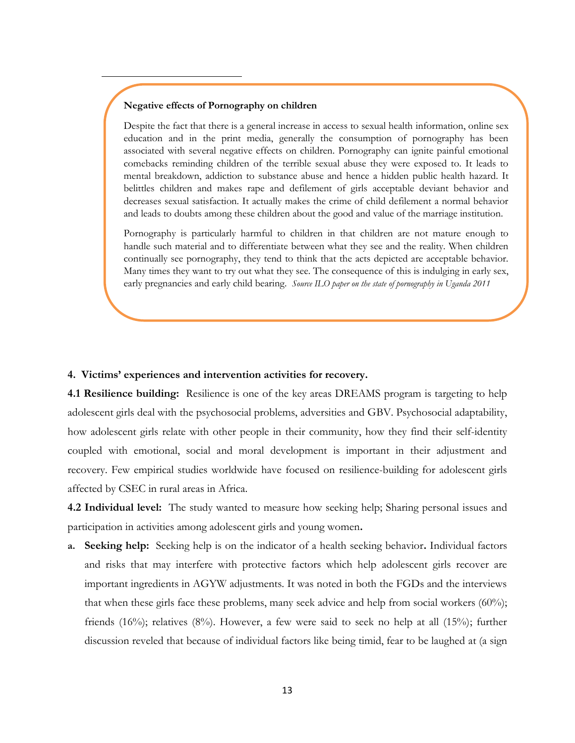**Negative effects of Pornography on children**

Despite the fact that there is a general increase in access to sexual health information, online sex education and in the print media, generally the consumption of pornography has been associated with several negative effects on children. Pornography can ignite painful emotional comebacks reminding children of the terrible sexual abuse they were exposed to. It leads to mental breakdown, addiction to substance abuse and hence a hidden public health hazard. It belittles children and makes rape and defilement of girls acceptable deviant behavior and decreases sexual satisfaction. It actually makes the crime of child defilement a normal behavior and leads to doubts among these children about the good and value of the marriage institution.

Pornography is particularly harmful to children in that children are not mature enough to handle such material and to differentiate between what they see and the reality. When children continually see pornography, they tend to think that the acts depicted are acceptable behavior. Many times they want to try out what they see. The consequence of this is indulging in early sex, early pregnancies and early child bearing. *Source ILO paper on the state of pornography in Uganda 2011*

## 4. Victims' experiences and intervention activities for recovery.

**4.1 Resilience building:** Resilience is one of the key areas DREAMS program is targeting to help adolescent girls deal with the psychosocial problems, adversities and GBV. Psychosocial adaptability, how adolescent girls relate with other people in their community, how they find their self-identity coupled with emotional, social and moral development is important in their adjustment and recovery. Few empirical studies worldwide have focused on resilience-building for adolescent girls affected by CSEC in rural areas in Africa.

**4.2 Individual level:** The study wanted to measure how seeking help; Sharing personal issues and participation in activities among adolescent girls and young women**.**

a. **Seeking help:** Seeking help is on the indicator of a health seeking behavior**.** Individual factors and risks that may interfere with protective factors which help adolescent girls recover are important ingredients in AGYW adjustments. It was noted in both the FGDs and the interviews that when these girls face these problems, many seek advice and help from social workers (60%); friends (16%); relatives (8%). However, a few were said to seek no help at all (15%); further discussion reveled that because of individual factors like being timid, fear to be laughed at (a sign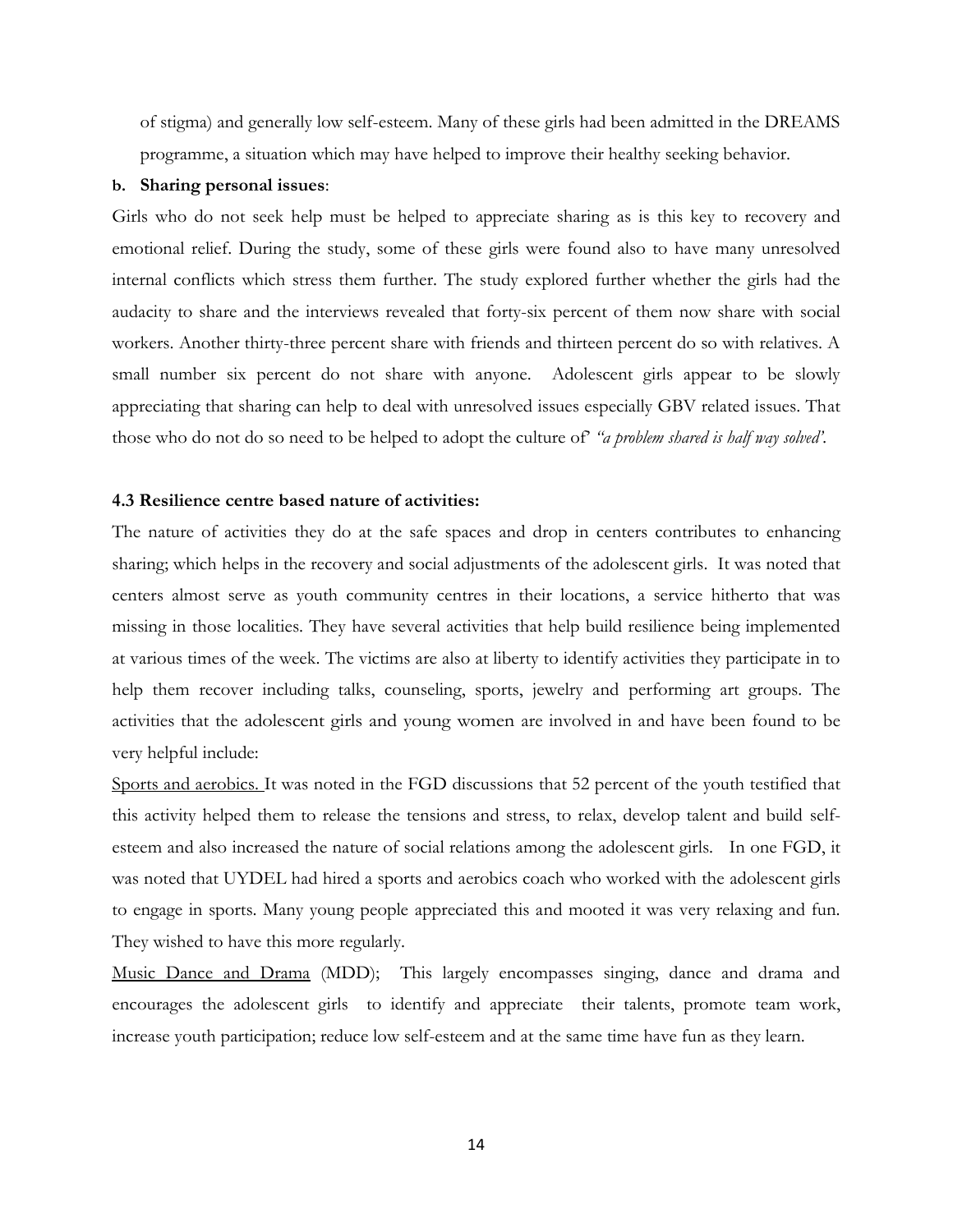of stigma) and generally low self-esteem. Many of these girls had been admitted in the DREAMS programme, a situation which may have helped to improve their healthy seeking behavior.

**b. Sharing personal issues**:

Girls who do not seek help must be helped to appreciate sharing as is this key to recovery and emotional relief. During the study, some of these girls were found also to have many unresolved internal conflicts which stress them further. The study explored further whether the girls had the audacity to share and the interviews revealed that forty-six percent of them now share with social workers. Another thirty-three percent share with friends and thirteen percent do so with relatives. A small number six percent do not share with anyone. Adolescent girls appear to be slowly appreciating that sharing can help to deal with unresolved issues especially GBV related issues. That those who do not do so need to be helped to adopt the culture of' *"a problem shared is half way solved'*.

### 4.3 Resilience centre based nature of activities:

The nature of activities they do at the safe spaces and drop in centers contributes to enhancing sharing; which helps in the recovery and social adjustments of the adolescent girls. It was noted that centers almost serve as youth community centres in their locations, a service hitherto that was missing in those localities. They have several activities that help build resilience being implemented at various times of the week. The victims are also at liberty to identify activities they participate in to help them recover including talks, counseling, sports, jewelry and performing art groups. The activities that the adolescent girls and young women are involved in and have been found to be very helpful include:

<u>Sports and aerobics.</u> It was noted in the FGD discussions that 52 percent of the youth testified that this activity helped them to release the tensions and stress, to relax, develop talent and build self-esteem and also increased the nature of social relations among the adolescent girls. In one FGD, it was noted that UYDEL had hired a sports and aerobics coach who worked with the adolescent girls to engage in sports. Many young people appreciated this and mooted it was very relaxing and fun. They wished to have this more regularly.

<u>Music Dance and Drama</u> (MDD); This largely encompasses singing, dance and drama and encourages the adolescent girls to identify and appreciate their talents, promote team work, increase youth participation; reduce low self-esteem and at the same time have fun as they learn.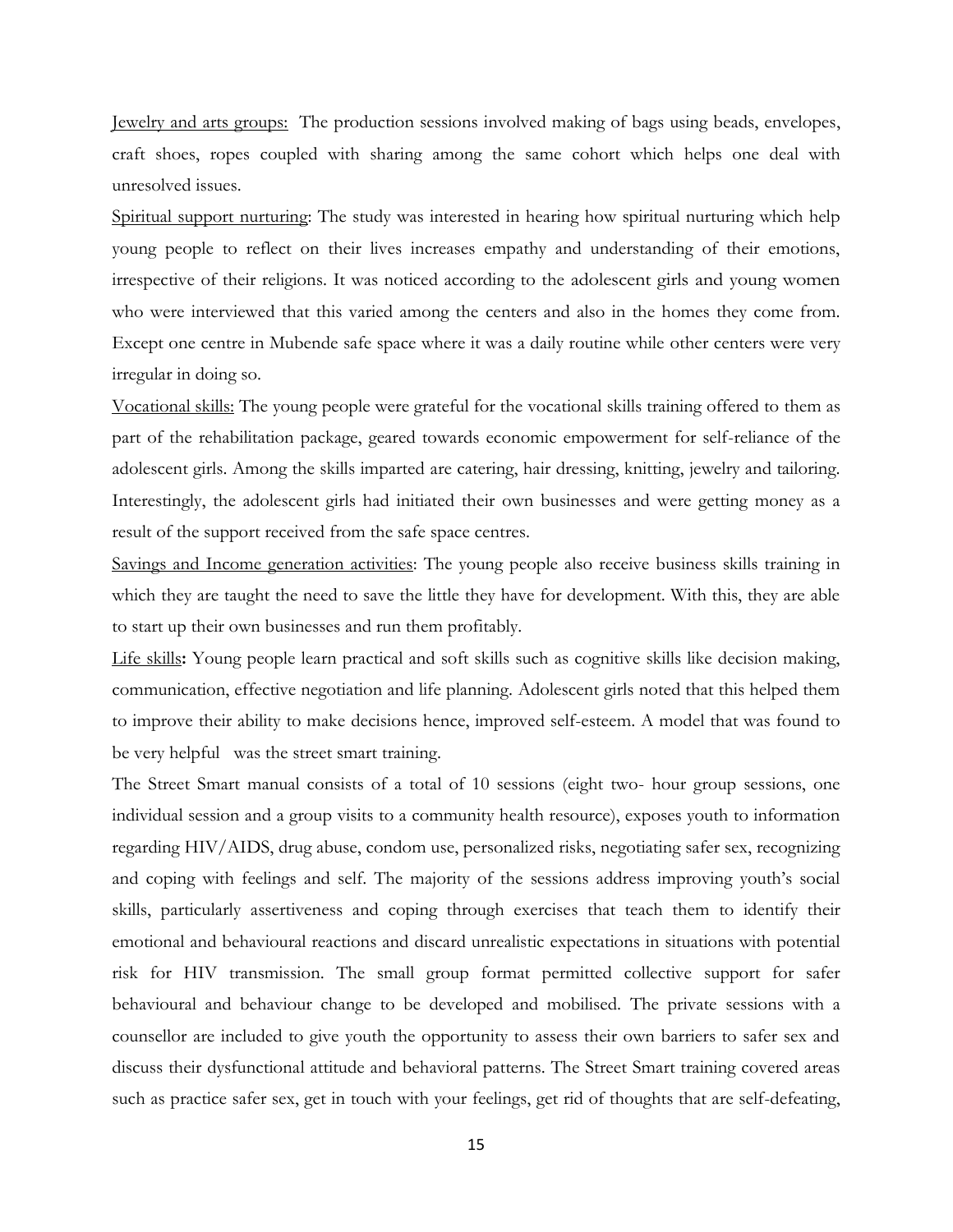Jewelry and arts groups: The production sessions involved making of bags using beads, envelopes, craft shoes, ropes coupled with sharing among the same cohort which helps one deal with unresolved issues.

Spiritual support nurturing: The study was interested in hearing how spiritual nurturing which help young people to reflect on their lives increases empathy and understanding of their emotions, irrespective of their religions. It was noticed according to the adolescent girls and young women who were interviewed that this varied among the centers and also in the homes they come from. Except one centre in Mubende safe space where it was a daily routine while other centers were very irregular in doing so.

Vocational skills: The young people were grateful for the vocational skills training offered to them as part of the rehabilitation package, geared towards economic empowerment for self-reliance of the adolescent girls. Among the skills imparted are catering, hair dressing, knitting, jewelry and tailoring. Interestingly, the adolescent girls had initiated their own businesses and were getting money as a result of the support received from the safe space centres.

Savings and Income generation activities: The young people also receive business skills training in which they are taught the need to save the little they have for development. With this, they are able to start up their own businesses and run them profitably.

Life skills**:** Young people learn practical and soft skills such as cognitive skills like decision making, communication, effective negotiation and life planning. Adolescent girls noted that this helped them to improve their ability to make decisions hence, improved self-esteem. A model that was found to be very helpful was the street smart training.

The Street Smart manual consists of a total of 10 sessions (eight two- hour group sessions, one individual session and a group visits to a community health resource), exposes youth to information regarding HIV/AIDS, drug abuse, condom use, personalized risks, negotiating safer sex, recognizing and coping with feelings and self. The majority of the sessions address improving youth's social skills, particularly assertiveness and coping through exercises that teach them to identify their emotional and behavioural reactions and discard unrealistic expectations in situations with potential risk for HIV transmission. The small group format permitted collective support for safer behavioural and behaviour change to be developed and mobilised. The private sessions with a counsellor are included to give youth the opportunity to assess their own barriers to safer sex and discuss their dysfunctional attitude and behavioral patterns. The Street Smart training covered areas such as practice safer sex, get in touch with your feelings, get rid of thoughts that are self-defeating,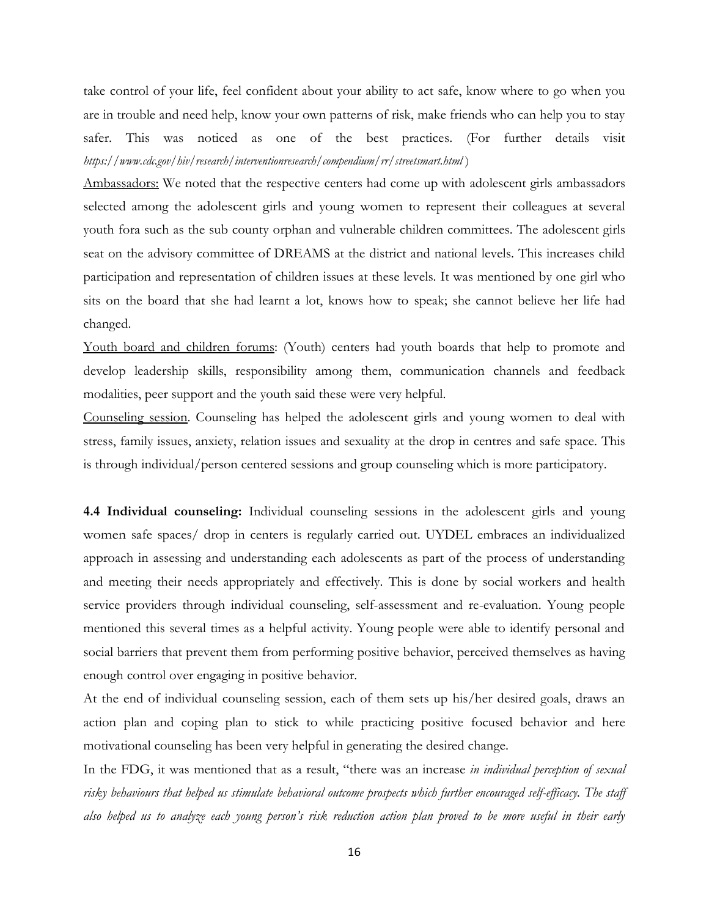take control of your life, feel confident about your ability to act safe, know where to go when you are in trouble and need help, know your own patterns of risk, make friends who can help you to stay safer. This was noticed as one of the best practices. (For further details visit *https://www.cdc.gov/hiv/research/interventionresearch/compendium/rr/streetsmart.html*)

Ambassadors: We noted that the respective centers had come up with adolescent girls ambassadors selected among the adolescent girls and young women to represent their colleagues at several youth fora such as the sub county orphan and vulnerable children committees. The adolescent girls seat on the advisory committee of DREAMS at the district and national levels. This increases child participation and representation of children issues at these levels. It was mentioned by one girl who sits on the board that she had learnt a lot, knows how to speak; she cannot believe her life had changed.

Youth board and children forums: (Youth) centers had youth boards that help to promote and develop leadership skills, responsibility among them, communication channels and feedback modalities, peer support and the youth said these were very helpful.

Counseling session. Counseling has helped the adolescent girls and young women to deal with stress, family issues, anxiety, relation issues and sexuality at the drop in centres and safe space. This is through individual/person centered sessions and group counseling which is more participatory.

**4.4 Individual counseling:** Individual counseling sessions in the adolescent girls and young women safe spaces/ drop in centers is regularly carried out. UYDEL embraces an individualized approach in assessing and understanding each adolescents as part of the process of understanding and meeting their needs appropriately and effectively. This is done by social workers and health service providers through individual counseling, self-assessment and re-evaluation. Young people mentioned this several times as a helpful activity. Young people were able to identify personal and social barriers that prevent them from performing positive behavior, perceived themselves as having enough control over engaging in positive behavior.

At the end of individual counseling session, each of them sets up his/her desired goals, draws an action plan and coping plan to stick to while practicing positive focused behavior and here motivational counseling has been very helpful in generating the desired change.

In the FDG, it was mentioned that as a result, "there was an increase *in individual perception of sexual risky behaviours that helped us stimulate behavioral outcome prospects which further encouraged self-efficacy. The staff also helped us to analyze each young person's risk reduction action plan proved to be more useful in their early*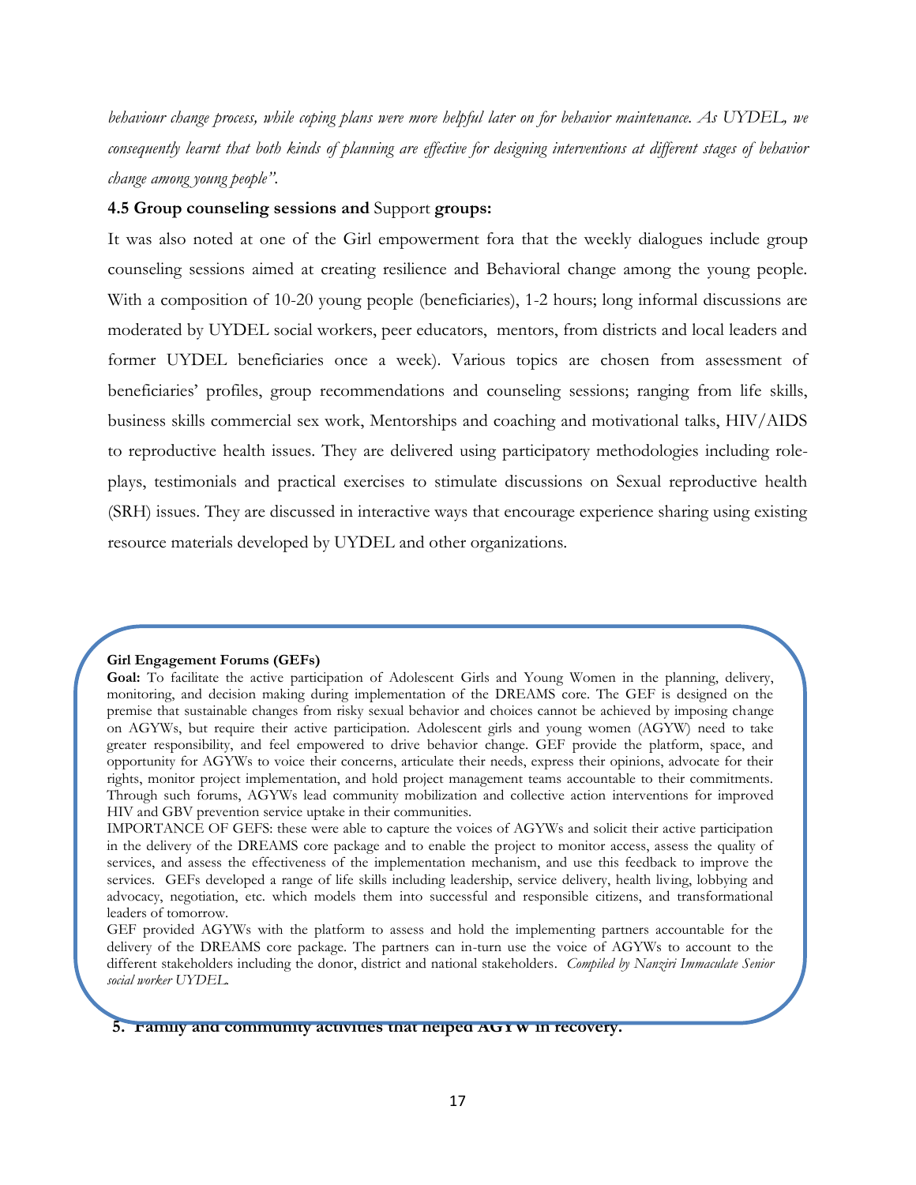*behaviour change process, while coping plans were more helpful later on for behavior maintenance. As UYDEL, we consequently learnt that both kinds of planning are effective for designing interventions at different stages of behavior change among young people".*

### 4.5 Group counseling sessions and Support groups:

It was also noted at one of the Girl empowerment fora that the weekly dialogues include group counseling sessions aimed at creating resilience and Behavioral change among the young people. With a composition of 10-20 young people (beneficiaries), 1-2 hours; long informal discussions are moderated by UYDEL social workers, peer educators, mentors, from districts and local leaders and former UYDEL beneficiaries once a week). Various topics are chosen from assessment of beneficiaries' profiles, group recommendations and counseling sessions; ranging from life skills, business skills commercial sex work, Mentorships and coaching and motivational talks, HIV/AIDS to reproductive health issues. They are delivered using participatory methodologies including role-plays, testimonials and practical exercises to stimulate discussions on Sexual reproductive health (SRH) issues. They are discussed in interactive ways that encourage experience sharing using existing resource materials developed by UYDEL and other organizations.

**Girl Engagement Forums (GEFs)**

**Goal:** To facilitate the active participation of Adolescent Girls and Young Women in the planning, delivery, monitoring, and decision making during implementation of the DREAMS core. The GEF is designed on the premise that sustainable changes from risky sexual behavior and choices cannot be achieved by imposing change on AGYWs, but require their active participation. Adolescent girls and young women (AGYW) need to take greater responsibility, and feel empowered to drive behavior change. GEF provide the platform, space, and opportunity for AGYWs to voice their concerns, articulate their needs, express their opinions, advocate for their rights, monitor project implementation, and hold project management teams accountable to their commitments. Through such forums, AGYWs lead community mobilization and collective action interventions for improved HIV and GBV prevention service uptake in their communities.

IMPORTANCE OF GEFS: these were able to capture the voices of AGYWs and solicit their active participation in the delivery of the DREAMS core package and to enable the project to monitor access, assess the quality of services, and assess the effectiveness of the implementation mechanism, and use this feedback to improve the services. GEFs developed a range of life skills including leadership, service delivery, health living, lobbying and advocacy, negotiation, etc. which models them into successful and responsible citizens, and transformational leaders of tomorrow.

GEF provided AGYWs with the platform to assess and hold the implementing partners accountable for the delivery of the DREAMS core package. The partners can in-turn use the voice of AGYWs to account to the different stakeholders including the donor, district and national stakeholders. *Compiled by Nanziri Immaculate Senior social worker UYDEL.*

## 5. Family and community activities that helped AGYW in recovery.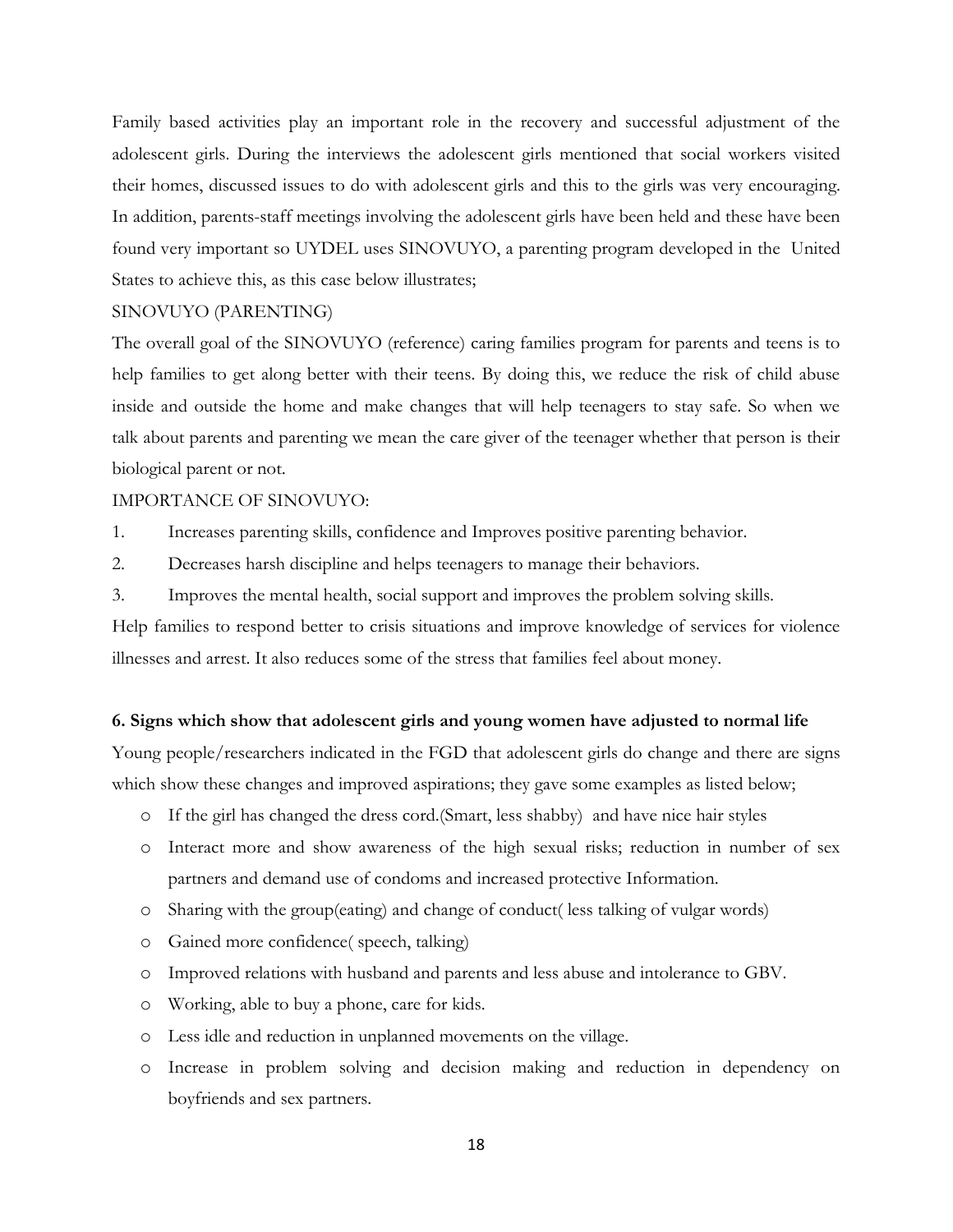Family based activities play an important role in the recovery and successful adjustment of the adolescent girls. During the interviews the adolescent girls mentioned that social workers visited their homes, discussed issues to do with adolescent girls and this to the girls was very encouraging. In addition, parents-staff meetings involving the adolescent girls have been held and these have been found very important so UYDEL uses SINOVUYO, a parenting program developed in the United States to achieve this, as this case below illustrates;

SINOVUYO (PARENTING)

The overall goal of the SINOVUYO (reference) caring families program for parents and teens is to help families to get along better with their teens. By doing this, we reduce the risk of child abuse inside and outside the home and make changes that will help teenagers to stay safe. So when we talk about parents and parenting we mean the care giver of the teenager whether that person is their biological parent or not.

IMPORTANCE OF SINOVUYO:

1. Increases parenting skills, confidence and Improves positive parenting behavior.
2. Decreases harsh discipline and helps teenagers to manage their behaviors.
3. Improves the mental health, social support and improves the problem solving skills.

Help families to respond better to crisis situations and improve knowledge of services for violence illnesses and arrest. It also reduces some of the stress that families feel about money.

**6. Signs which show that adolescent girls and young women have adjusted to normal life**

Young people/researchers indicated in the FGD that adolescent girls do change and there are signs which show these changes and improved aspirations; they gave some examples as listed below;

- If the girl has changed the dress cord.(Smart, less shabby) and have nice hair styles
- Interact more and show awareness of the high sexual risks; reduction in number of sex partners and demand use of condoms and increased protective Information.
- Sharing with the group(eating) and change of conduct( less talking of vulgar words)
- Gained more confidence( speech, talking)
- Improved relations with husband and parents and less abuse and intolerance to GBV.
- Working, able to buy a phone, care for kids.
- Less idle and reduction in unplanned movements on the village.
- Increase in problem solving and decision making and reduction in dependency on boyfriends and sex partners.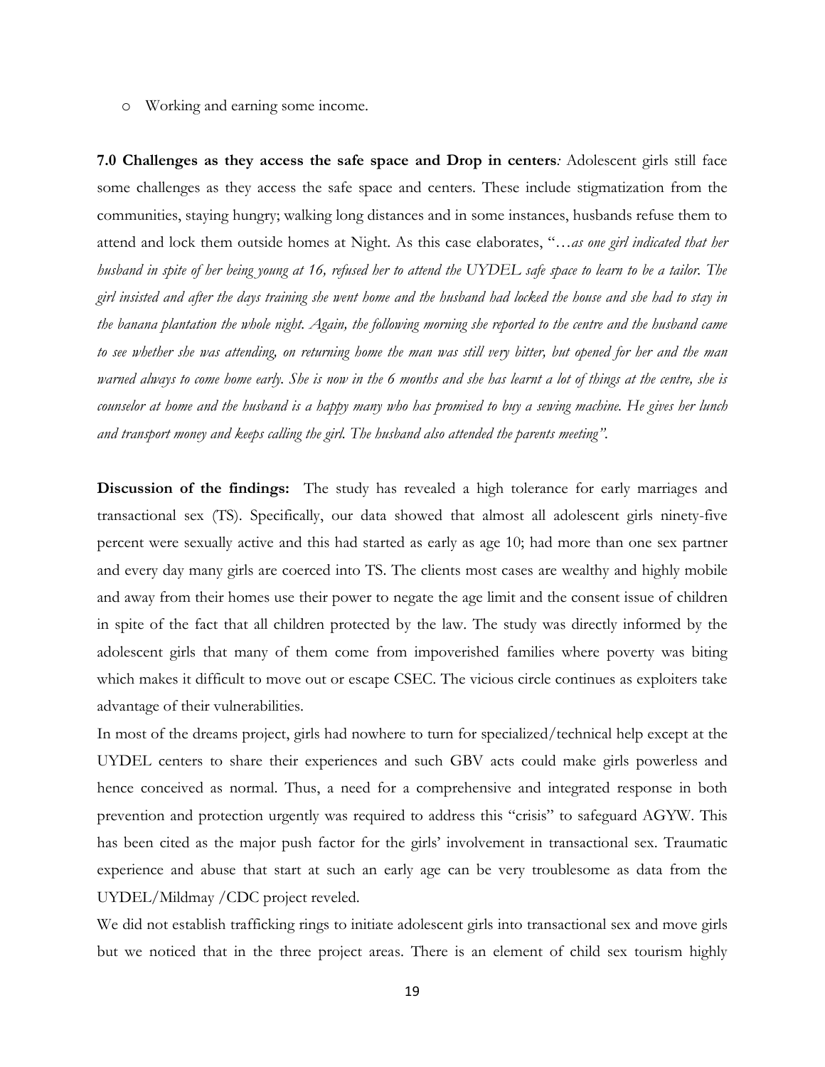- Working and earning some income.

**7.0 Challenges as they access the safe space and Drop in centers**: Adolescent girls still face some challenges as they access the safe space and centers. These include stigmatization from the communities, staying hungry; walking long distances and in some instances, husbands refuse them to attend and lock them outside homes at Night. As this case elaborates, "*…as one girl indicated that her husband in spite of her being young at 16, refused her to attend the UYDEL safe space to learn to be a tailor. The girl insisted and after the days training she went home and the husband had locked the house and she had to stay in the banana plantation the whole night. Again, the following morning she reported to the centre and the husband came to see whether she was attending, on returning home the man was still very bitter, but opened for her and the man warned always to come home early. She is now in the 6 months and she has learnt a lot of things at the centre, she is counselor at home and the husband is a happy many who has promised to buy a sewing machine. He gives her lunch and transport money and keeps calling the girl. The husband also attended the parents meeting*".

**Discussion of the findings:** The study has revealed a high tolerance for early marriages and transactional sex (TS). Specifically, our data showed that almost all adolescent girls ninety-five percent were sexually active and this had started as early as age 10; had more than one sex partner and every day many girls are coerced into TS. The clients most cases are wealthy and highly mobile and away from their homes use their power to negate the age limit and the consent issue of children in spite of the fact that all children protected by the law. The study was directly informed by the adolescent girls that many of them come from impoverished families where poverty was biting which makes it difficult to move out or escape CSEC. The vicious circle continues as exploiters take advantage of their vulnerabilities.

In most of the dreams project, girls had nowhere to turn for specialized/technical help except at the UYDEL centers to share their experiences and such GBV acts could make girls powerless and hence conceived as normal. Thus, a need for a comprehensive and integrated response in both prevention and protection urgently was required to address this "crisis" to safeguard AGYW. This has been cited as the major push factor for the girls' involvement in transactional sex. Traumatic experience and abuse that start at such an early age can be very troublesome as data from the UYDEL/Mildmay /CDC project reveled.

We did not establish trafficking rings to initiate adolescent girls into transactional sex and move girls but we noticed that in the three project areas. There is an element of child sex tourism highly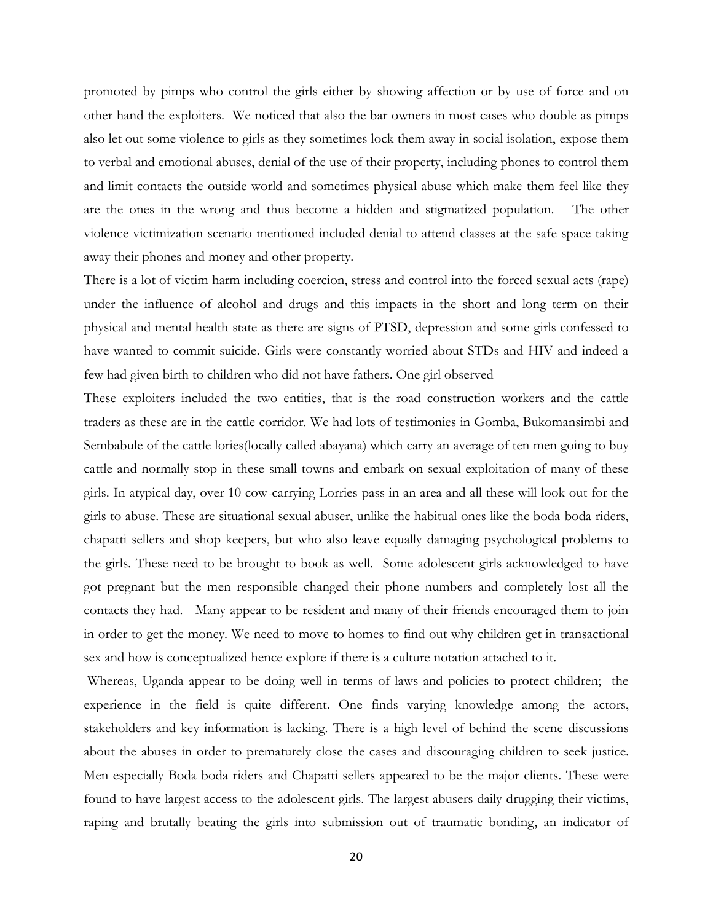promoted by pimps who control the girls either by showing affection or by use of force and on other hand the exploiters. We noticed that also the bar owners in most cases who double as pimps also let out some violence to girls as they sometimes lock them away in social isolation, expose them to verbal and emotional abuses, denial of the use of their property, including phones to control them and limit contacts the outside world and sometimes physical abuse which make them feel like they are the ones in the wrong and thus become a hidden and stigmatized population. The other violence victimization scenario mentioned included denial to attend classes at the safe space taking away their phones and money and other property.

There is a lot of victim harm including coercion, stress and control into the forced sexual acts (rape) under the influence of alcohol and drugs and this impacts in the short and long term on their physical and mental health state as there are signs of PTSD, depression and some girls confessed to have wanted to commit suicide. Girls were constantly worried about STDs and HIV and indeed a few had given birth to children who did not have fathers. One girl observed

These exploiters included the two entities, that is the road construction workers and the cattle traders as these are in the cattle corridor. We had lots of testimonies in Gomba, Bukomansimbi and Sembabule of the cattle lories(locally called abayana) which carry an average of ten men going to buy cattle and normally stop in these small towns and embark on sexual exploitation of many of these girls. In atypical day, over 10 cow-carrying Lorries pass in an area and all these will look out for the girls to abuse. These are situational sexual abuser, unlike the habitual ones like the boda boda riders, chapatti sellers and shop keepers, but who also leave equally damaging psychological problems to the girls. These need to be brought to book as well. Some adolescent girls acknowledged to have got pregnant but the men responsible changed their phone numbers and completely lost all the contacts they had. Many appear to be resident and many of their friends encouraged them to join in order to get the money. We need to move to homes to find out why children get in transactional sex and how is conceptualized hence explore if there is a culture notation attached to it.

Whereas, Uganda appear to be doing well in terms of laws and policies to protect children; the experience in the field is quite different. One finds varying knowledge among the actors, stakeholders and key information is lacking. There is a high level of behind the scene discussions about the abuses in order to prematurely close the cases and discouraging children to seek justice. Men especially Boda boda riders and Chapatti sellers appeared to be the major clients. These were found to have largest access to the adolescent girls. The largest abusers daily drugging their victims, raping and brutally beating the girls into submission out of traumatic bonding, an indicator of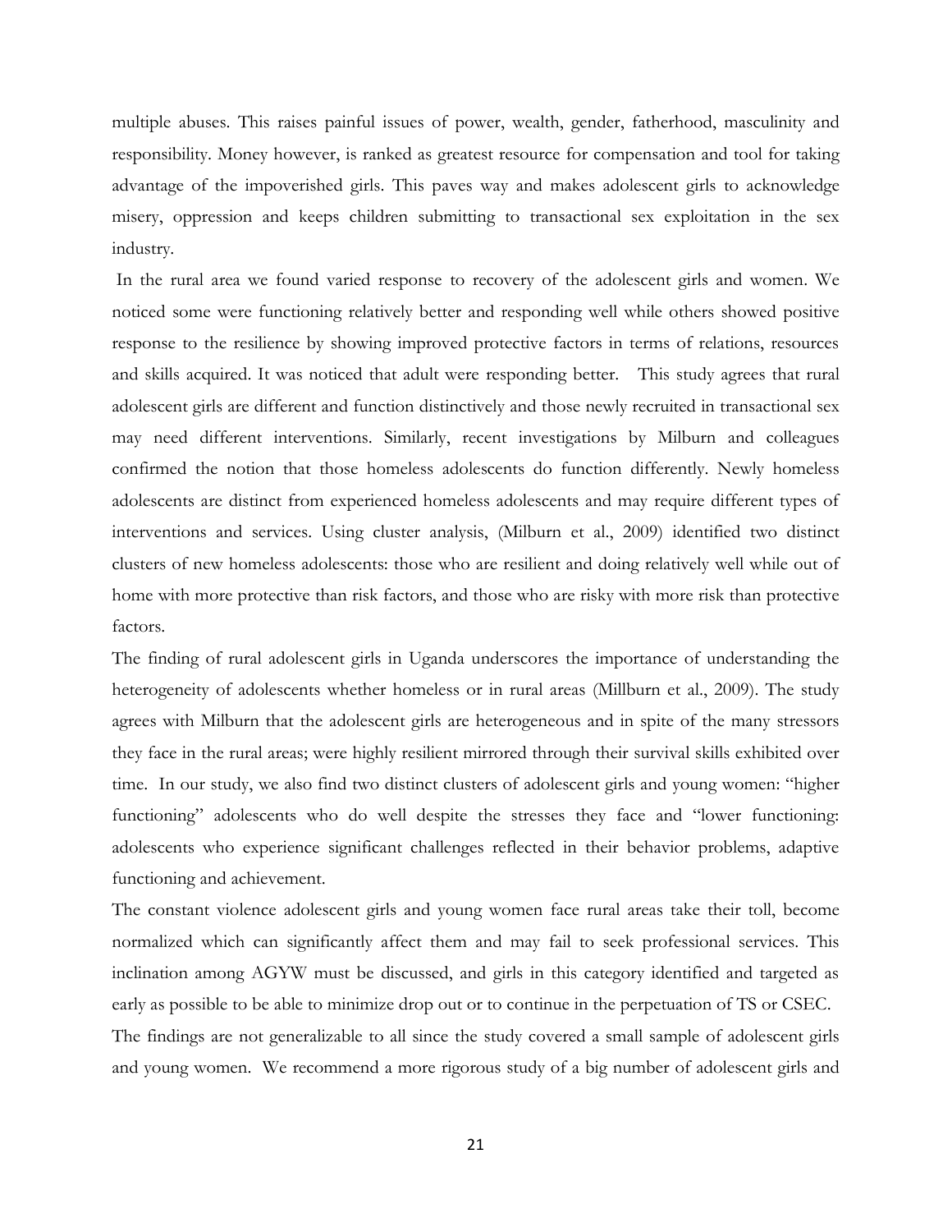multiple abuses. This raises painful issues of power, wealth, gender, fatherhood, masculinity and responsibility. Money however, is ranked as greatest resource for compensation and tool for taking advantage of the impoverished girls. This paves way and makes adolescent girls to acknowledge misery, oppression and keeps children submitting to transactional sex exploitation in the sex industry.

In the rural area we found varied response to recovery of the adolescent girls and women. We noticed some were functioning relatively better and responding well while others showed positive response to the resilience by showing improved protective factors in terms of relations, resources and skills acquired. It was noticed that adult were responding better. This study agrees that rural adolescent girls are different and function distinctively and those newly recruited in transactional sex may need different interventions. Similarly, recent investigations by Milburn and colleagues confirmed the notion that those homeless adolescents do function differently. Newly homeless adolescents are distinct from experienced homeless adolescents and may require different types of interventions and services. Using cluster analysis, (Milburn et al., 2009) identified two distinct clusters of new homeless adolescents: those who are resilient and doing relatively well while out of home with more protective than risk factors, and those who are risky with more risk than protective factors.

The finding of rural adolescent girls in Uganda underscores the importance of understanding the heterogeneity of adolescents whether homeless or in rural areas (Millburn et al., 2009). The study agrees with Milburn that the adolescent girls are heterogeneous and in spite of the many stressors they face in the rural areas; were highly resilient mirrored through their survival skills exhibited over time. In our study, we also find two distinct clusters of adolescent girls and young women: "higher functioning" adolescents who do well despite the stresses they face and "lower functioning: adolescents who experience significant challenges reflected in their behavior problems, adaptive functioning and achievement.

The constant violence adolescent girls and young women face rural areas take their toll, become normalized which can significantly affect them and may fail to seek professional services. This inclination among AGYW must be discussed, and girls in this category identified and targeted as early as possible to be able to minimize drop out or to continue in the perpetuation of TS or CSEC.

The findings are not generalizable to all since the study covered a small sample of adolescent girls and young women. We recommend a more rigorous study of a big number of adolescent girls and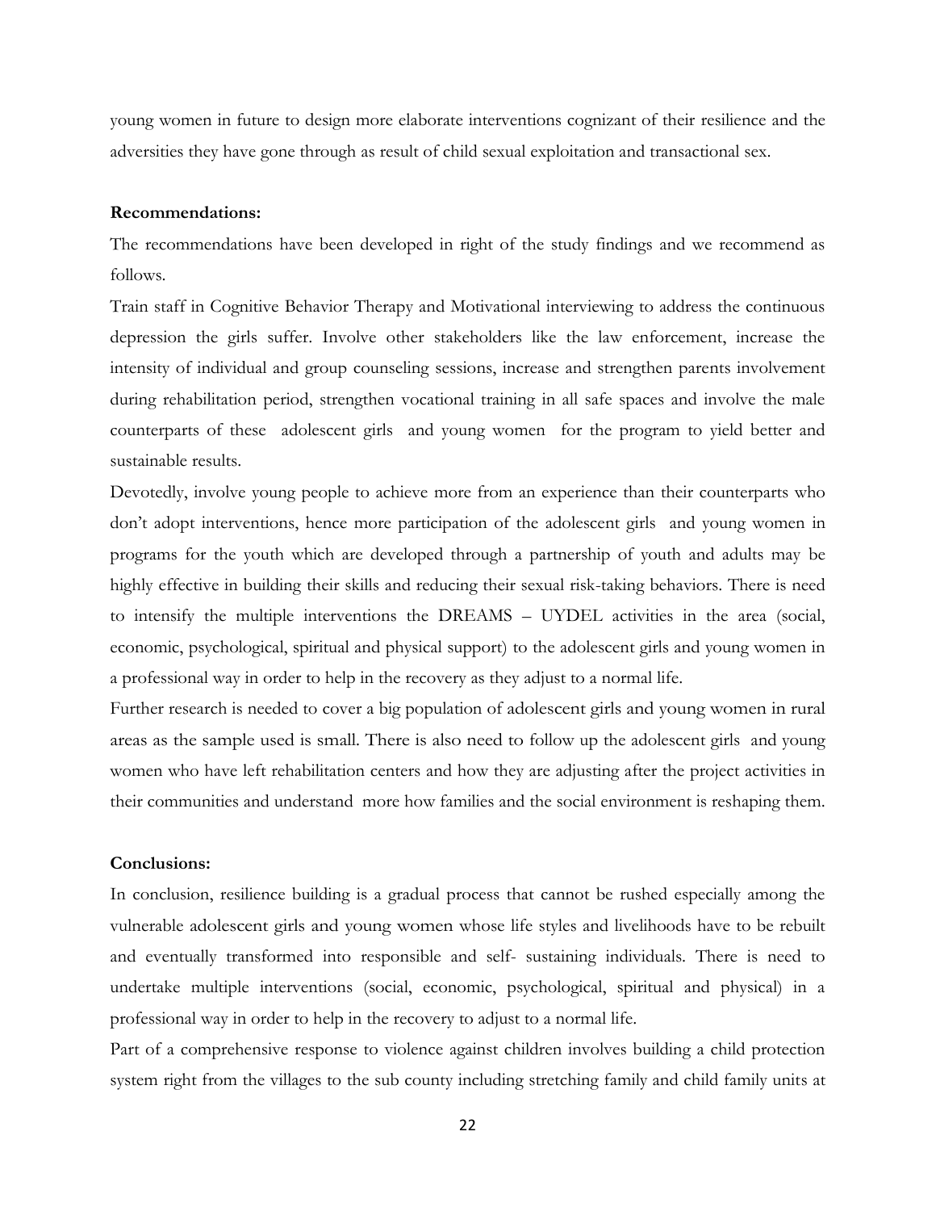young women in future to design more elaborate interventions cognizant of their resilience and the adversities they have gone through as result of child sexual exploitation and transactional sex.

**Recommendations:**

The recommendations have been developed in right of the study findings and we recommend as follows.

Train staff in Cognitive Behavior Therapy and Motivational interviewing to address the continuous depression the girls suffer. Involve other stakeholders like the law enforcement, increase the intensity of individual and group counseling sessions, increase and strengthen parents involvement during rehabilitation period, strengthen vocational training in all safe spaces and involve the male counterparts of these adolescent girls and young women for the program to yield better and sustainable results.

Devotedly, involve young people to achieve more from an experience than their counterparts who don't adopt interventions, hence more participation of the adolescent girls and young women in programs for the youth which are developed through a partnership of youth and adults may be highly effective in building their skills and reducing their sexual risk-taking behaviors. There is need to intensify the multiple interventions the DREAMS – UYDEL activities in the area (social, economic, psychological, spiritual and physical support) to the adolescent girls and young women in a professional way in order to help in the recovery as they adjust to a normal life.

Further research is needed to cover a big population of adolescent girls and young women in rural areas as the sample used is small. There is also need to follow up the adolescent girls and young women who have left rehabilitation centers and how they are adjusting after the project activities in their communities and understand more how families and the social environment is reshaping them.

**Conclusions:**

In conclusion, resilience building is a gradual process that cannot be rushed especially among the vulnerable adolescent girls and young women whose life styles and livelihoods have to be rebuilt and eventually transformed into responsible and self- sustaining individuals. There is need to undertake multiple interventions (social, economic, psychological, spiritual and physical) in a professional way in order to help in the recovery to adjust to a normal life.

Part of a comprehensive response to violence against children involves building a child protection system right from the villages to the sub county including stretching family and child family units at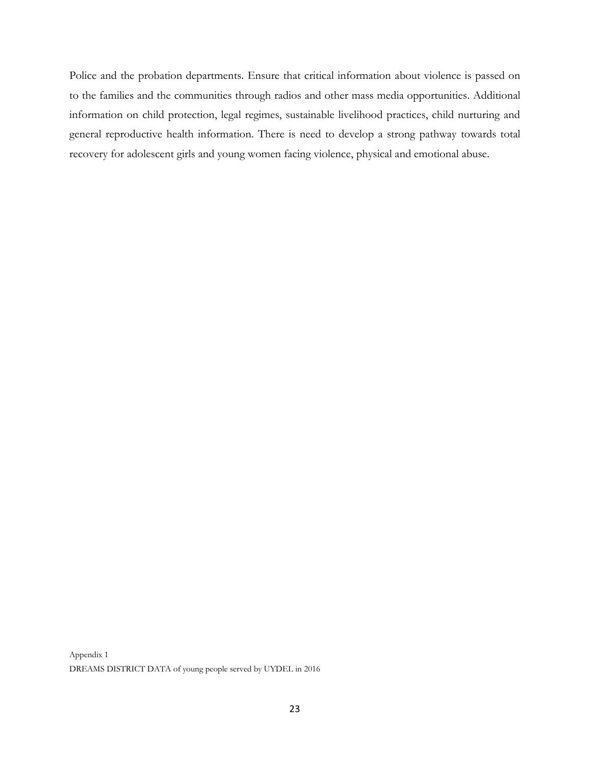Police and the probation departments. Ensure that critical information about violence is passed on to the families and the communities through radios and other mass media opportunities. Additional information on child protection, legal regimes, sustainable livelihood practices, child nurturing and general reproductive health information. There is need to develop a strong pathway towards total recovery for adolescent girls and young women facing violence, physical and emotional abuse.

Appendix 1
DREAMS DISTRICT DATA of young people served by UYDEL in 2016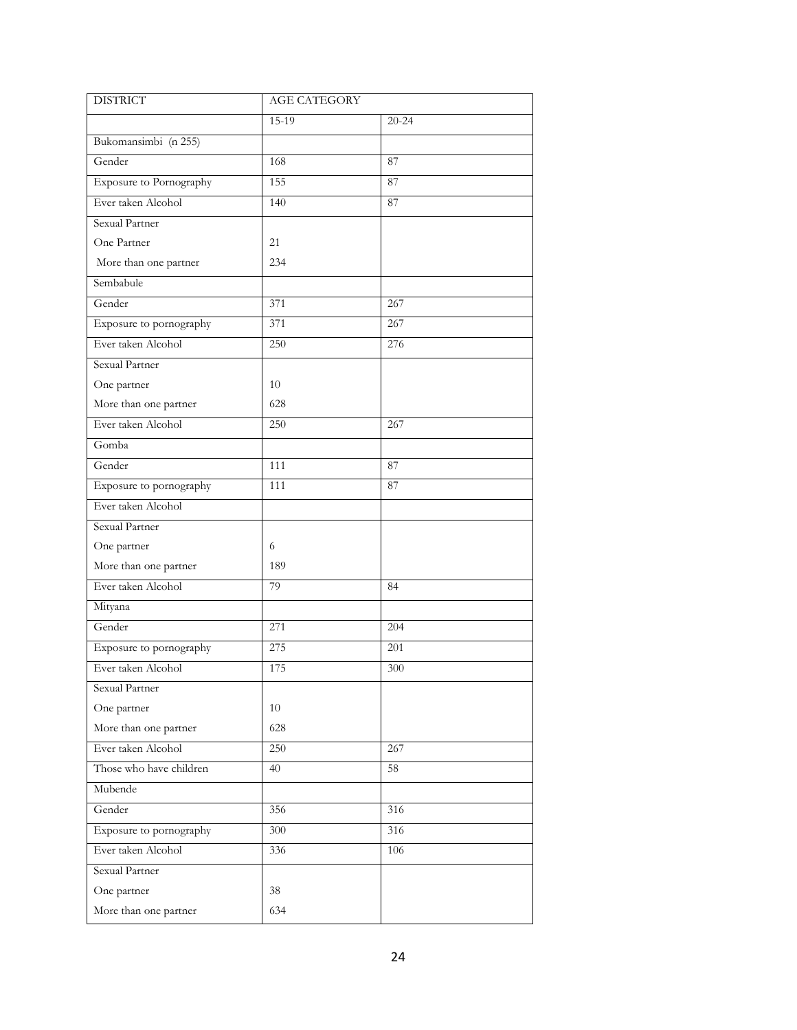| DISTRICT | AGE CATEGORY | |
|---|---|---|
| | 15-19 | 20-24 |
| Bukomansimbi (n 255) | | |
| Gender | 168 | 87 |
| Exposure to Pornography | 155 | 87 |
| Ever taken Alcohol | 140 | 87 |
| Sexual Partner<br>One Partner<br>More than one partner | <br>21<br>234 | |
| Sembabule | | |
| Gender | 371 | 267 |
| Exposure to pornography | 371 | 267 |
| Ever taken Alcohol | 250 | 276 |
| Sexual Partner<br>One partner<br>More than one partner | <br>10<br>628 | |
| Ever taken Alcohol | 250 | 267 |
| Gomba | | |
| Gender | 111 | 87 |
| Exposure to pornography | 111 | 87 |
| Ever taken Alcohol | | |
| Sexual Partner<br>One partner<br>More than one partner | <br>6<br>189 | |
| Ever taken Alcohol | 79 | 84 |
| Mityana | | |
| Gender | 271 | 204 |
| Exposure to pornography | 275 | 201 |
| Ever taken Alcohol | 175 | 300 |
| Sexual Partner<br>One partner<br>More than one partner | <br>10<br>628 | |
| Ever taken Alcohol | 250 | 267 |
| Those who have children | 40 | 58 |
| Mubende | | |
| Gender | 356 | 316 |
| Exposure to pornography | 300 | 316 |
| Ever taken Alcohol | 336 | 106 |
| Sexual Partner<br>One partner<br>More than one partner | <br>38<br>634 | |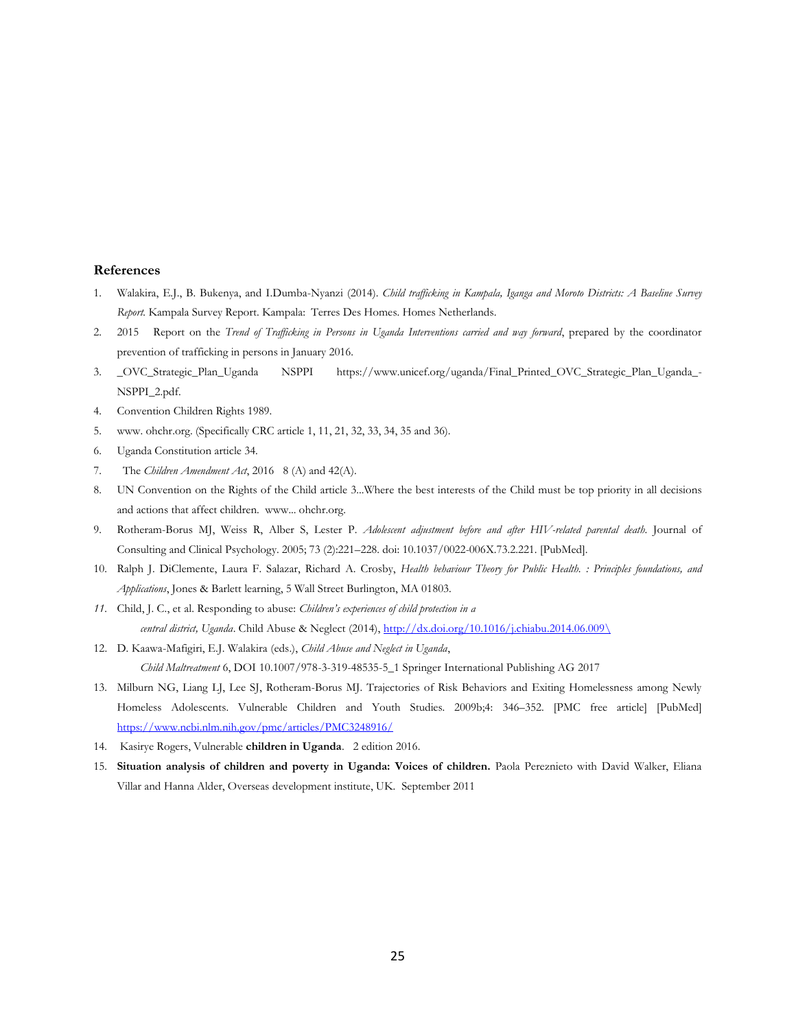## References

1. Walakira, E.J., B. Bukenya, and I.Dumba-Nyanzi (2014). *Child trafficking in Kampala, Iganga and Moroto Districts: A Baseline Survey Report.* Kampala Survey Report. Kampala: Terres Des Homes. Homes Netherlands.
2. 2015 Report on the *Trend of Trafficking in Persons in Uganda Interventions carried and way forward*, prepared by the coordinator prevention of trafficking in persons in January 2016.
3. _OVC_Strategic_Plan_Uganda NSPPI https://www.unicef.org/uganda/Final_Printed_OVC_Strategic_Plan_Uganda_-NSPPI_2.pdf.
4. Convention Children Rights 1989.
5. www. ohchr.org. (Specifically CRC article 1, 11, 21, 32, 33, 34, 35 and 36).
6. Uganda Constitution article 34.
7. The *Children Amendment Act*, 2016 8 (A) and 42(A).
8. UN Convention on the Rights of the Child article 3...Where the best interests of the Child must be top priority in all decisions and actions that affect children. www... ohchr.org.
9. Rotheram-Borus MJ, Weiss R, Alber S, Lester P. *Adolescent adjustment before and after HIV-related parental death.* Journal of Consulting and Clinical Psychology. 2005; 73 (2):221–228. doi: 10.1037/0022-006X.73.2.221. [PubMed].
10. Ralph J. DiClemente, Laura F. Salazar, Richard A. Crosby, *Health behaviour Theory for Public Health. : Principles foundations, and Applications*, Jones & Barlett learning, 5 Wall Street Burlington, MA 01803.
11. Child, J. C., et al. Responding to abuse: *Children's experiences of child protection in a central district, Uganda*. Child Abuse & Neglect (2014), http://dx.doi.org/10.1016/j.chiabu.2014.06.009\
12. D. Kaawa-Mafigiri, E.J. Walakira (eds.), *Child Abuse and Neglect in Uganda*, *Child Maltreatment* 6, DOI 10.1007/978-3-319-48535-5_1 Springer International Publishing AG 2017
13. Milburn NG, Liang LJ, Lee SJ, Rotheram-Borus MJ. Trajectories of Risk Behaviors and Exiting Homelessness among Newly Homeless Adolescents. Vulnerable Children and Youth Studies. 2009b;4: 346–352. [PMC free article] [PubMed] https://www.ncbi.nlm.nih.gov/pmc/articles/PMC3248916/
14. Kasirye Rogers, Vulnerable **children in Uganda**. 2 edition 2016.
15. **Situation analysis of children and poverty in Uganda: Voices of children.** Paola Pereznieto with David Walker, Eliana Villar and Hanna Alder, Overseas development institute, UK. September 2011